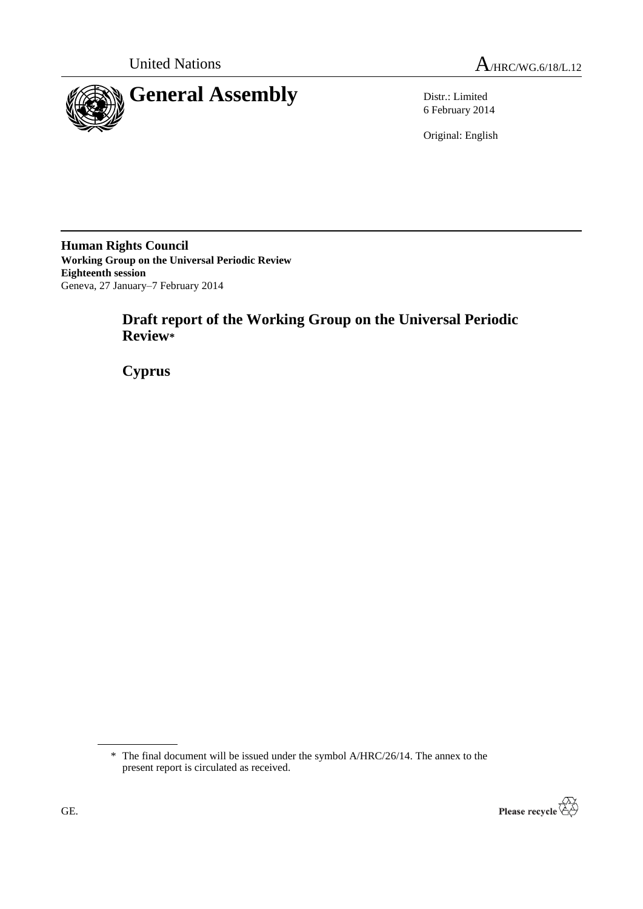United Nations

A/HRC/WG.6/18/L.12

# General Assembly

Distr.: Limited
6 February 2014

Original: English

**Human Rights Council**
**Working Group on the Universal Periodic Review**
**Eighteenth session**
Geneva, 27 January–7 February 2014

## Draft report of the Working Group on the Universal Periodic Review*

## Cyprus

\* The final document will be issued under the symbol A/HRC/26/14. The annex to the present report is circulated as received.

GE.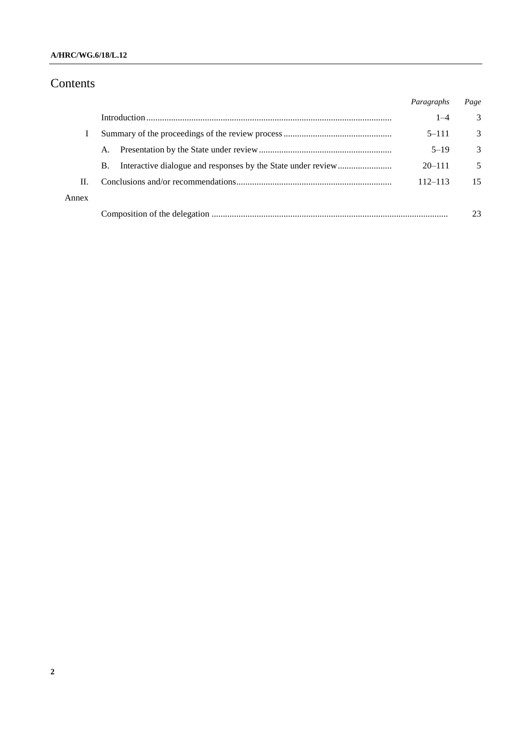# Contents

| | | *Paragraphs* | *Page* |
|---|---|---|---|
| | Introduction | 1–4 | 3 |
| I | Summary of the proceedings of the review process | 5–111 | 3 |
| | A. Presentation by the State under review | 5–19 | 3 |
| | B. Interactive dialogue and responses by the State under review | 20–111 | 5 |
| II. | Conclusions and/or recommendations | 112–113 | 15 |
| Annex | | | |
| | Composition of the delegation | | 23 |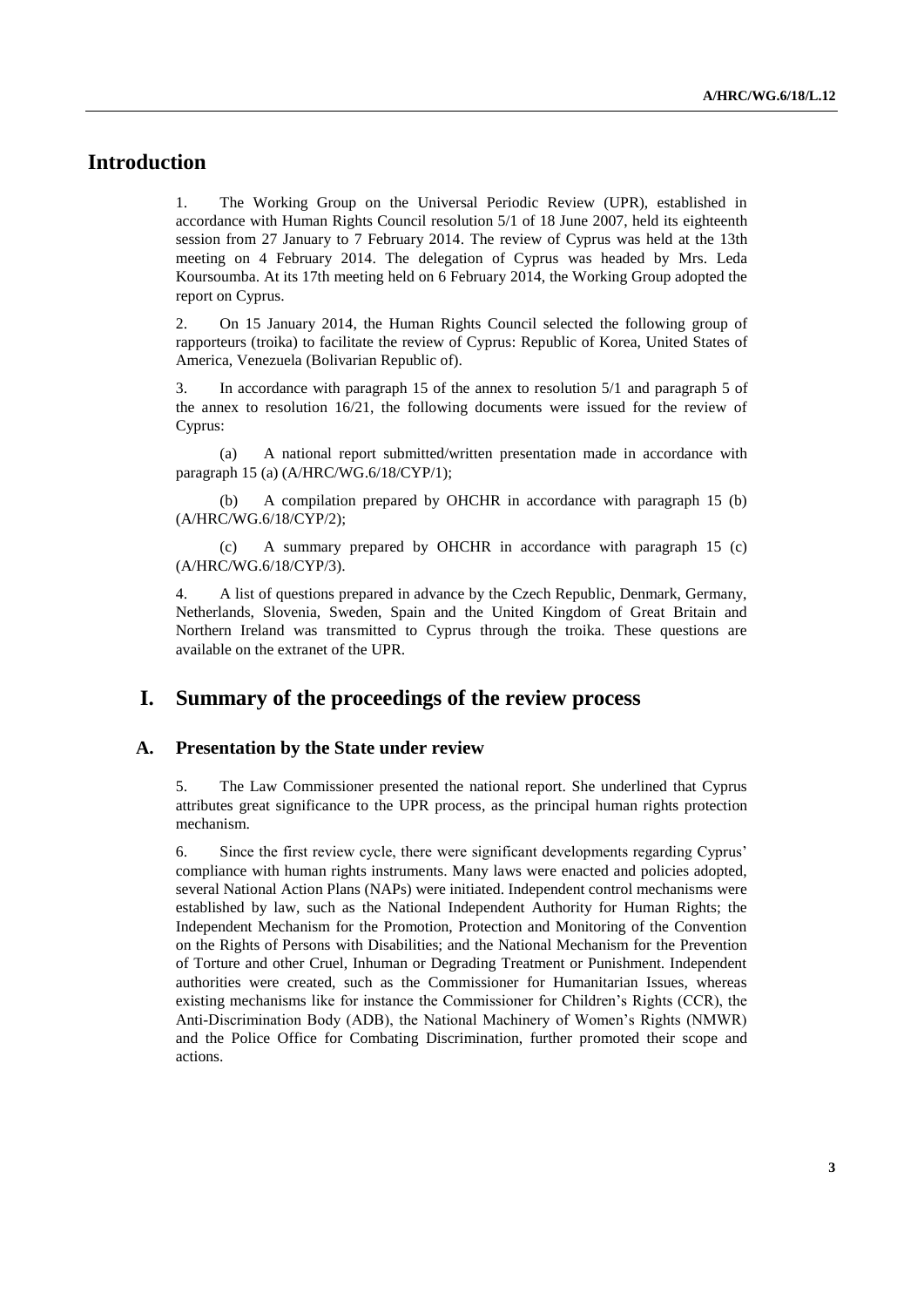# Introduction

1. The Working Group on the Universal Periodic Review (UPR), established in accordance with Human Rights Council resolution 5/1 of 18 June 2007, held its eighteenth session from 27 January to 7 February 2014. The review of Cyprus was held at the 13th meeting on 4 February 2014. The delegation of Cyprus was headed by Mrs. Leda Koursoumba. At its 17th meeting held on 6 February 2014, the Working Group adopted the report on Cyprus.

2. On 15 January 2014, the Human Rights Council selected the following group of rapporteurs (troika) to facilitate the review of Cyprus: Republic of Korea, United States of America, Venezuela (Bolivarian Republic of).

3. In accordance with paragraph 15 of the annex to resolution 5/1 and paragraph 5 of the annex to resolution 16/21, the following documents were issued for the review of Cyprus:

(a) A national report submitted/written presentation made in accordance with paragraph 15 (a) (A/HRC/WG.6/18/CYP/1);

(b) A compilation prepared by OHCHR in accordance with paragraph 15 (b) (A/HRC/WG.6/18/CYP/2);

(c) A summary prepared by OHCHR in accordance with paragraph 15 (c) (A/HRC/WG.6/18/CYP/3).

4. A list of questions prepared in advance by the Czech Republic, Denmark, Germany, Netherlands, Slovenia, Sweden, Spain and the United Kingdom of Great Britain and Northern Ireland was transmitted to Cyprus through the troika. These questions are available on the extranet of the UPR.

# I. Summary of the proceedings of the review process

## A. Presentation by the State under review

5. The Law Commissioner presented the national report. She underlined that Cyprus attributes great significance to the UPR process, as the principal human rights protection mechanism.

6. Since the first review cycle, there were significant developments regarding Cyprus' compliance with human rights instruments. Many laws were enacted and policies adopted, several National Action Plans (NAPs) were initiated. Independent control mechanisms were established by law, such as the National Independent Authority for Human Rights; the Independent Mechanism for the Promotion, Protection and Monitoring of the Convention on the Rights of Persons with Disabilities; and the National Mechanism for the Prevention of Torture and other Cruel, Inhuman or Degrading Treatment or Punishment. Independent authorities were created, such as the Commissioner for Humanitarian Issues, whereas existing mechanisms like for instance the Commissioner for Children's Rights (CCR), the Anti-Discrimination Body (ADB), the National Machinery of Women's Rights (NMWR) and the Police Office for Combating Discrimination, further promoted their scope and actions.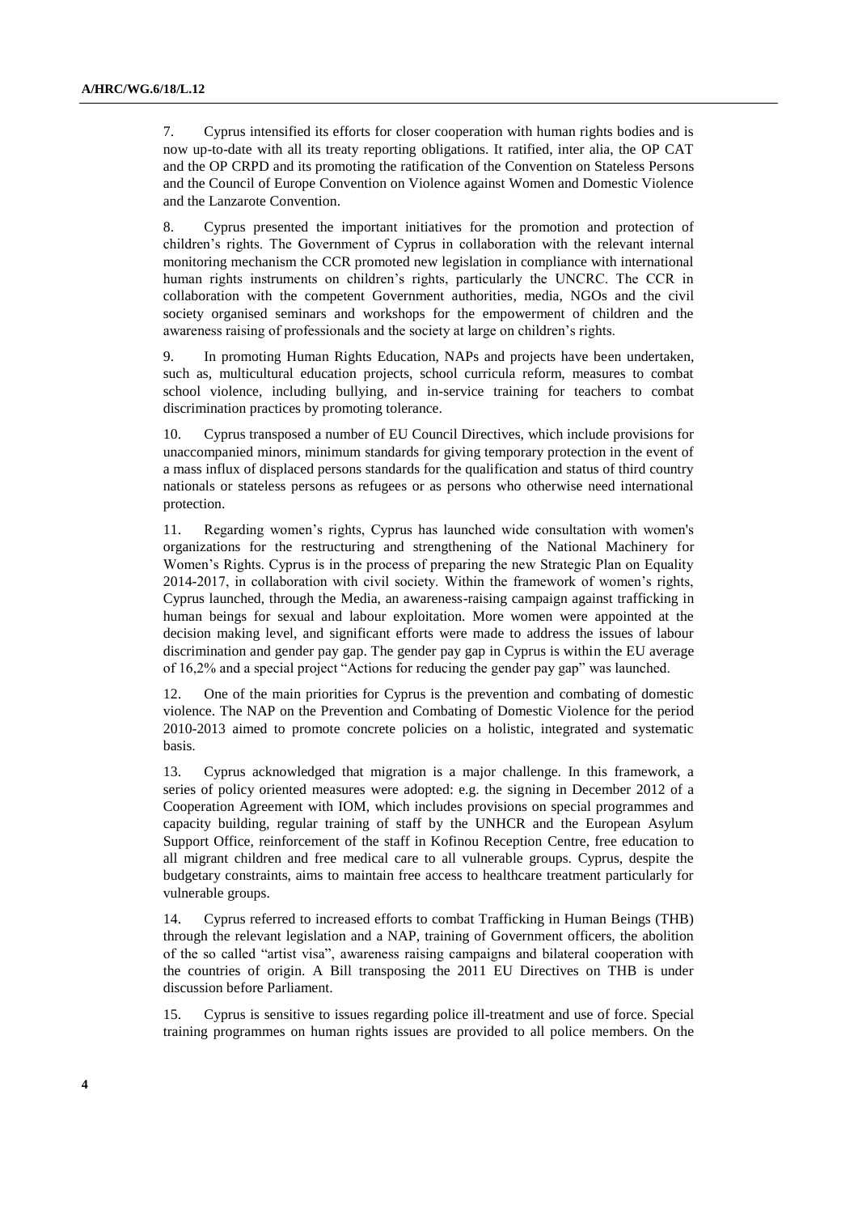7. Cyprus intensified its efforts for closer cooperation with human rights bodies and is now up-to-date with all its treaty reporting obligations. It ratified, inter alia, the OP CAT and the OP CRPD and its promoting the ratification of the Convention on Stateless Persons and the Council of Europe Convention on Violence against Women and Domestic Violence and the Lanzarote Convention.

8. Cyprus presented the important initiatives for the promotion and protection of children's rights. The Government of Cyprus in collaboration with the relevant internal monitoring mechanism the CCR promoted new legislation in compliance with international human rights instruments on children's rights, particularly the UNCRC. The CCR in collaboration with the competent Government authorities, media, NGOs and the civil society organised seminars and workshops for the empowerment of children and the awareness raising of professionals and the society at large on children's rights.

9. In promoting Human Rights Education, NAPs and projects have been undertaken, such as, multicultural education projects, school curricula reform, measures to combat school violence, including bullying, and in-service training for teachers to combat discrimination practices by promoting tolerance.

10. Cyprus transposed a number of EU Council Directives, which include provisions for unaccompanied minors, minimum standards for giving temporary protection in the event of a mass influx of displaced persons standards for the qualification and status of third country nationals or stateless persons as refugees or as persons who otherwise need international protection.

11. Regarding women's rights, Cyprus has launched wide consultation with women's organizations for the restructuring and strengthening of the National Machinery for Women's Rights. Cyprus is in the process of preparing the new Strategic Plan on Equality 2014-2017, in collaboration with civil society. Within the framework of women's rights, Cyprus launched, through the Media, an awareness-raising campaign against trafficking in human beings for sexual and labour exploitation. More women were appointed at the decision making level, and significant efforts were made to address the issues of labour discrimination and gender pay gap. The gender pay gap in Cyprus is within the EU average of 16,2% and a special project "Actions for reducing the gender pay gap" was launched.

12. One of the main priorities for Cyprus is the prevention and combating of domestic violence. The NAP on the Prevention and Combating of Domestic Violence for the period 2010-2013 aimed to promote concrete policies on a holistic, integrated and systematic basis.

13. Cyprus acknowledged that migration is a major challenge. In this framework, a series of policy oriented measures were adopted: e.g. the signing in December 2012 of a Cooperation Agreement with IOM, which includes provisions on special programmes and capacity building, regular training of staff by the UNHCR and the European Asylum Support Office, reinforcement of the staff in Kofinou Reception Centre, free education to all migrant children and free medical care to all vulnerable groups. Cyprus, despite the budgetary constraints, aims to maintain free access to healthcare treatment particularly for vulnerable groups.

14. Cyprus referred to increased efforts to combat Trafficking in Human Beings (THB) through the relevant legislation and a NAP, training of Government officers, the abolition of the so called "artist visa", awareness raising campaigns and bilateral cooperation with the countries of origin. A Bill transposing the 2011 EU Directives on THB is under discussion before Parliament.

15. Cyprus is sensitive to issues regarding police ill-treatment and use of force. Special training programmes on human rights issues are provided to all police members. On the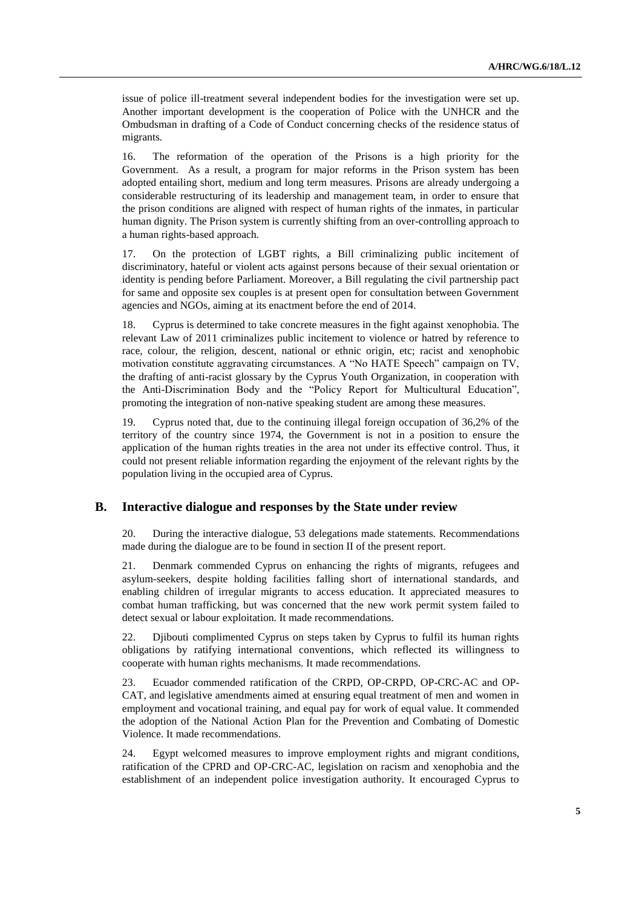issue of police ill-treatment several independent bodies for the investigation were set up. Another important development is the cooperation of Police with the UNHCR and the Ombudsman in drafting of a Code of Conduct concerning checks of the residence status of migrants.

16. The reformation of the operation of the Prisons is a high priority for the Government. As a result, a program for major reforms in the Prison system has been adopted entailing short, medium and long term measures. Prisons are already undergoing a considerable restructuring of its leadership and management team, in order to ensure that the prison conditions are aligned with respect of human rights of the inmates, in particular human dignity. The Prison system is currently shifting from an over-controlling approach to a human rights-based approach.

17. On the protection of LGBT rights, a Bill criminalizing public incitement of discriminatory, hateful or violent acts against persons because of their sexual orientation or identity is pending before Parliament. Moreover, a Bill regulating the civil partnership pact for same and opposite sex couples is at present open for consultation between Government agencies and NGOs, aiming at its enactment before the end of 2014.

18. Cyprus is determined to take concrete measures in the fight against xenophobia. The relevant Law of 2011 criminalizes public incitement to violence or hatred by reference to race, colour, the religion, descent, national or ethnic origin, etc; racist and xenophobic motivation constitute aggravating circumstances. A "No HATE Speech" campaign on TV, the drafting of anti-racist glossary by the Cyprus Youth Organization, in cooperation with the Anti-Discrimination Body and the "Policy Report for Multicultural Education", promoting the integration of non-native speaking student are among these measures.

19. Cyprus noted that, due to the continuing illegal foreign occupation of 36,2% of the territory of the country since 1974, the Government is not in a position to ensure the application of the human rights treaties in the area not under its effective control. Thus, it could not present reliable information regarding the enjoyment of the relevant rights by the population living in the occupied area of Cyprus.

## B. Interactive dialogue and responses by the State under review

20. During the interactive dialogue, 53 delegations made statements. Recommendations made during the dialogue are to be found in section II of the present report.

21. Denmark commended Cyprus on enhancing the rights of migrants, refugees and asylum-seekers, despite holding facilities falling short of international standards, and enabling children of irregular migrants to access education. It appreciated measures to combat human trafficking, but was concerned that the new work permit system failed to detect sexual or labour exploitation. It made recommendations.

22. Djibouti complimented Cyprus on steps taken by Cyprus to fulfil its human rights obligations by ratifying international conventions, which reflected its willingness to cooperate with human rights mechanisms. It made recommendations.

23. Ecuador commended ratification of the CRPD, OP-CRPD, OP-CRC-AC and OP-CAT, and legislative amendments aimed at ensuring equal treatment of men and women in employment and vocational training, and equal pay for work of equal value. It commended the adoption of the National Action Plan for the Prevention and Combating of Domestic Violence. It made recommendations.

24. Egypt welcomed measures to improve employment rights and migrant conditions, ratification of the CPRD and OP-CRC-AC, legislation on racism and xenophobia and the establishment of an independent police investigation authority. It encouraged Cyprus to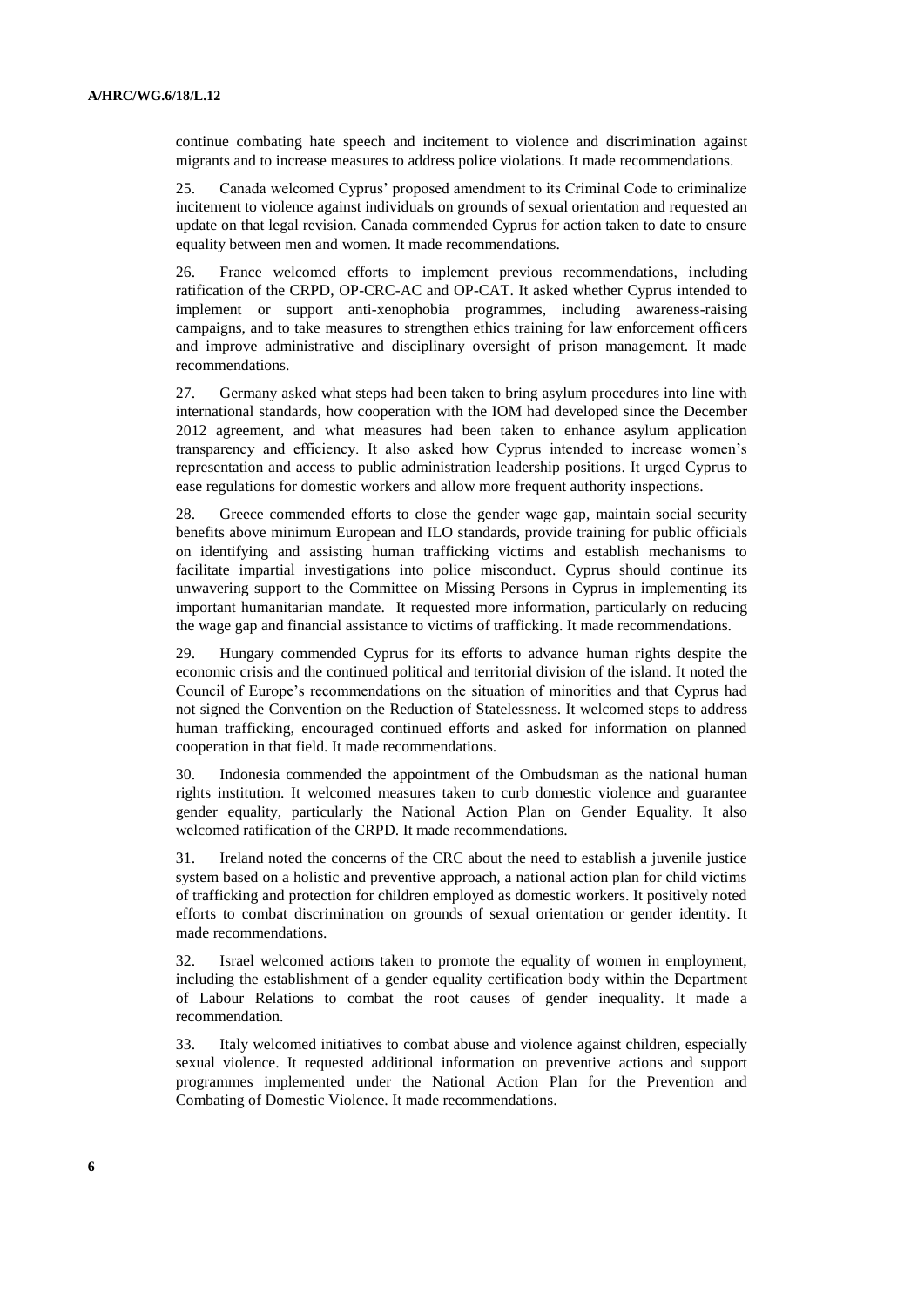continue combating hate speech and incitement to violence and discrimination against migrants and to increase measures to address police violations. It made recommendations.

25. Canada welcomed Cyprus' proposed amendment to its Criminal Code to criminalize incitement to violence against individuals on grounds of sexual orientation and requested an update on that legal revision. Canada commended Cyprus for action taken to date to ensure equality between men and women. It made recommendations.

26. France welcomed efforts to implement previous recommendations, including ratification of the CRPD, OP-CRC-AC and OP-CAT. It asked whether Cyprus intended to implement or support anti-xenophobia programmes, including awareness-raising campaigns, and to take measures to strengthen ethics training for law enforcement officers and improve administrative and disciplinary oversight of prison management. It made recommendations.

27. Germany asked what steps had been taken to bring asylum procedures into line with international standards, how cooperation with the IOM had developed since the December 2012 agreement, and what measures had been taken to enhance asylum application transparency and efficiency. It also asked how Cyprus intended to increase women's representation and access to public administration leadership positions. It urged Cyprus to ease regulations for domestic workers and allow more frequent authority inspections.

28. Greece commended efforts to close the gender wage gap, maintain social security benefits above minimum European and ILO standards, provide training for public officials on identifying and assisting human trafficking victims and establish mechanisms to facilitate impartial investigations into police misconduct. Cyprus should continue its unwavering support to the Committee on Missing Persons in Cyprus in implementing its important humanitarian mandate. It requested more information, particularly on reducing the wage gap and financial assistance to victims of trafficking. It made recommendations.

29. Hungary commended Cyprus for its efforts to advance human rights despite the economic crisis and the continued political and territorial division of the island. It noted the Council of Europe's recommendations on the situation of minorities and that Cyprus had not signed the Convention on the Reduction of Statelessness. It welcomed steps to address human trafficking, encouraged continued efforts and asked for information on planned cooperation in that field. It made recommendations.

30. Indonesia commended the appointment of the Ombudsman as the national human rights institution. It welcomed measures taken to curb domestic violence and guarantee gender equality, particularly the National Action Plan on Gender Equality. It also welcomed ratification of the CRPD. It made recommendations.

31. Ireland noted the concerns of the CRC about the need to establish a juvenile justice system based on a holistic and preventive approach, a national action plan for child victims of trafficking and protection for children employed as domestic workers. It positively noted efforts to combat discrimination on grounds of sexual orientation or gender identity. It made recommendations.

32. Israel welcomed actions taken to promote the equality of women in employment, including the establishment of a gender equality certification body within the Department of Labour Relations to combat the root causes of gender inequality. It made a recommendation.

33. Italy welcomed initiatives to combat abuse and violence against children, especially sexual violence. It requested additional information on preventive actions and support programmes implemented under the National Action Plan for the Prevention and Combating of Domestic Violence. It made recommendations.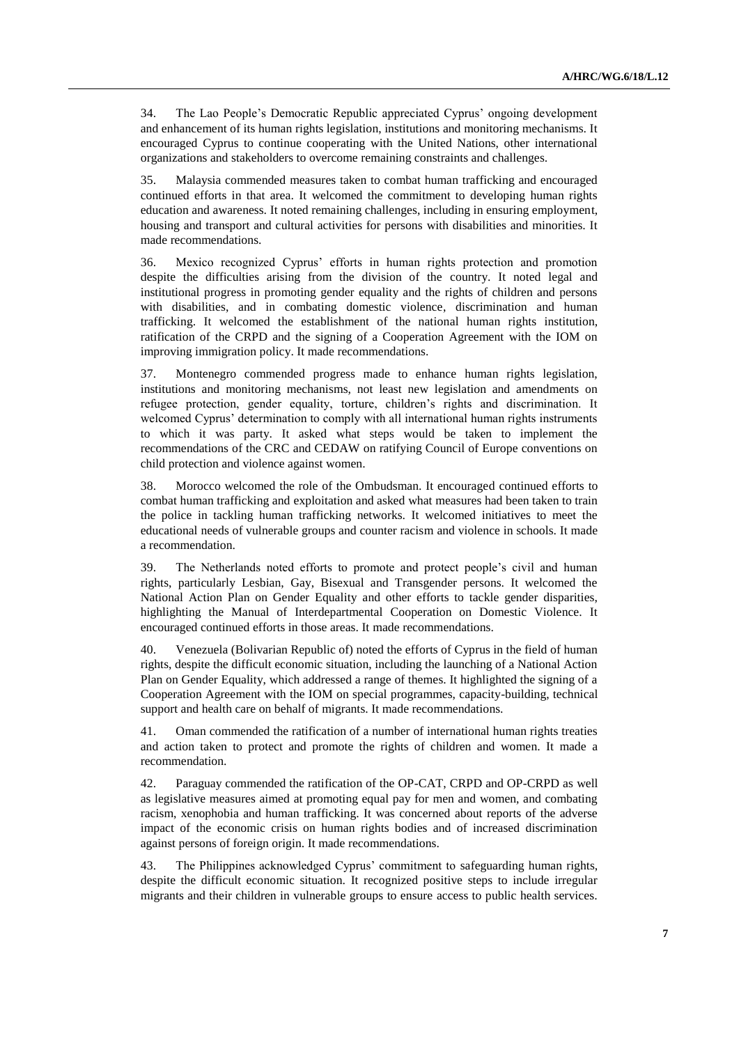34. The Lao People's Democratic Republic appreciated Cyprus' ongoing development and enhancement of its human rights legislation, institutions and monitoring mechanisms. It encouraged Cyprus to continue cooperating with the United Nations, other international organizations and stakeholders to overcome remaining constraints and challenges.

35. Malaysia commended measures taken to combat human trafficking and encouraged continued efforts in that area. It welcomed the commitment to developing human rights education and awareness. It noted remaining challenges, including in ensuring employment, housing and transport and cultural activities for persons with disabilities and minorities. It made recommendations.

36. Mexico recognized Cyprus' efforts in human rights protection and promotion despite the difficulties arising from the division of the country. It noted legal and institutional progress in promoting gender equality and the rights of children and persons with disabilities, and in combating domestic violence, discrimination and human trafficking. It welcomed the establishment of the national human rights institution, ratification of the CRPD and the signing of a Cooperation Agreement with the IOM on improving immigration policy. It made recommendations.

37. Montenegro commended progress made to enhance human rights legislation, institutions and monitoring mechanisms, not least new legislation and amendments on refugee protection, gender equality, torture, children's rights and discrimination. It welcomed Cyprus' determination to comply with all international human rights instruments to which it was party. It asked what steps would be taken to implement the recommendations of the CRC and CEDAW on ratifying Council of Europe conventions on child protection and violence against women.

38. Morocco welcomed the role of the Ombudsman. It encouraged continued efforts to combat human trafficking and exploitation and asked what measures had been taken to train the police in tackling human trafficking networks. It welcomed initiatives to meet the educational needs of vulnerable groups and counter racism and violence in schools. It made a recommendation.

39. The Netherlands noted efforts to promote and protect people's civil and human rights, particularly Lesbian, Gay, Bisexual and Transgender persons. It welcomed the National Action Plan on Gender Equality and other efforts to tackle gender disparities, highlighting the Manual of Interdepartmental Cooperation on Domestic Violence. It encouraged continued efforts in those areas. It made recommendations.

40. Venezuela (Bolivarian Republic of) noted the efforts of Cyprus in the field of human rights, despite the difficult economic situation, including the launching of a National Action Plan on Gender Equality, which addressed a range of themes. It highlighted the signing of a Cooperation Agreement with the IOM on special programmes, capacity-building, technical support and health care on behalf of migrants. It made recommendations.

41. Oman commended the ratification of a number of international human rights treaties and action taken to protect and promote the rights of children and women. It made a recommendation.

42. Paraguay commended the ratification of the OP-CAT, CRPD and OP-CRPD as well as legislative measures aimed at promoting equal pay for men and women, and combating racism, xenophobia and human trafficking. It was concerned about reports of the adverse impact of the economic crisis on human rights bodies and of increased discrimination against persons of foreign origin. It made recommendations.

43. The Philippines acknowledged Cyprus' commitment to safeguarding human rights, despite the difficult economic situation. It recognized positive steps to include irregular migrants and their children in vulnerable groups to ensure access to public health services.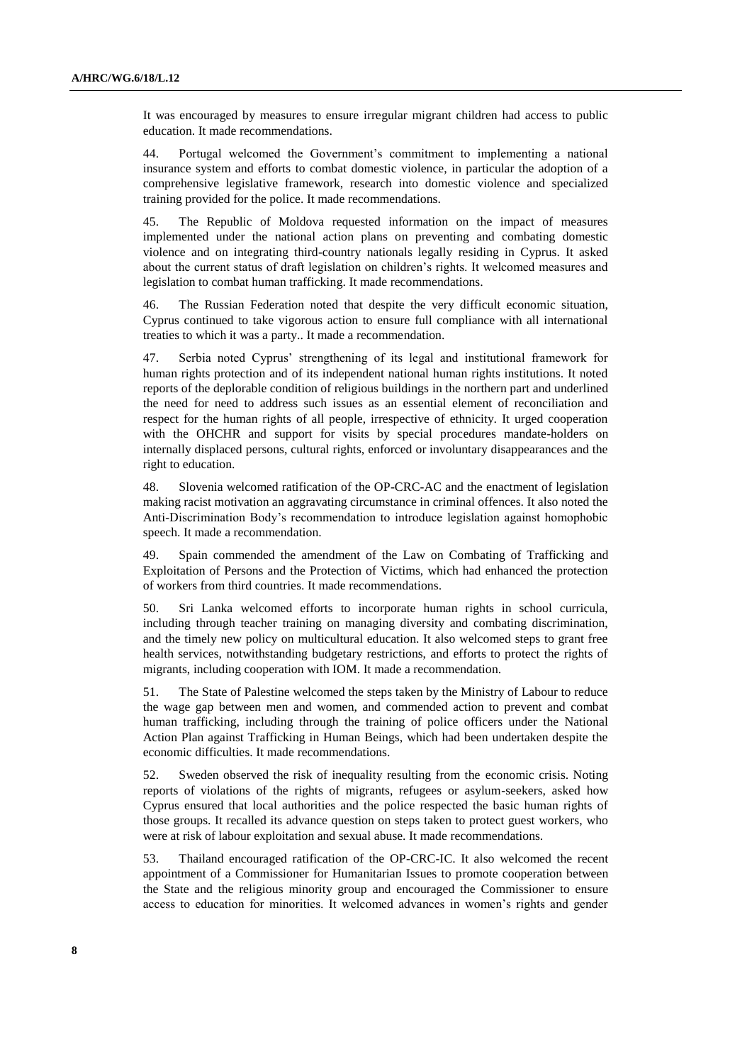It was encouraged by measures to ensure irregular migrant children had access to public education. It made recommendations.

44. Portugal welcomed the Government's commitment to implementing a national insurance system and efforts to combat domestic violence, in particular the adoption of a comprehensive legislative framework, research into domestic violence and specialized training provided for the police. It made recommendations.

45. The Republic of Moldova requested information on the impact of measures implemented under the national action plans on preventing and combating domestic violence and on integrating third-country nationals legally residing in Cyprus. It asked about the current status of draft legislation on children's rights. It welcomed measures and legislation to combat human trafficking. It made recommendations.

46. The Russian Federation noted that despite the very difficult economic situation, Cyprus continued to take vigorous action to ensure full compliance with all international treaties to which it was a party.. It made a recommendation.

47. Serbia noted Cyprus' strengthening of its legal and institutional framework for human rights protection and of its independent national human rights institutions. It noted reports of the deplorable condition of religious buildings in the northern part and underlined the need for need to address such issues as an essential element of reconciliation and respect for the human rights of all people, irrespective of ethnicity. It urged cooperation with the OHCHR and support for visits by special procedures mandate-holders on internally displaced persons, cultural rights, enforced or involuntary disappearances and the right to education.

48. Slovenia welcomed ratification of the OP-CRC-AC and the enactment of legislation making racist motivation an aggravating circumstance in criminal offences. It also noted the Anti-Discrimination Body's recommendation to introduce legislation against homophobic speech. It made a recommendation.

49. Spain commended the amendment of the Law on Combating of Trafficking and Exploitation of Persons and the Protection of Victims, which had enhanced the protection of workers from third countries. It made recommendations.

50. Sri Lanka welcomed efforts to incorporate human rights in school curricula, including through teacher training on managing diversity and combating discrimination, and the timely new policy on multicultural education. It also welcomed steps to grant free health services, notwithstanding budgetary restrictions, and efforts to protect the rights of migrants, including cooperation with IOM. It made a recommendation.

51. The State of Palestine welcomed the steps taken by the Ministry of Labour to reduce the wage gap between men and women, and commended action to prevent and combat human trafficking, including through the training of police officers under the National Action Plan against Trafficking in Human Beings, which had been undertaken despite the economic difficulties. It made recommendations.

52. Sweden observed the risk of inequality resulting from the economic crisis. Noting reports of violations of the rights of migrants, refugees or asylum-seekers, asked how Cyprus ensured that local authorities and the police respected the basic human rights of those groups. It recalled its advance question on steps taken to protect guest workers, who were at risk of labour exploitation and sexual abuse. It made recommendations.

53. Thailand encouraged ratification of the OP-CRC-IC. It also welcomed the recent appointment of a Commissioner for Humanitarian Issues to promote cooperation between the State and the religious minority group and encouraged the Commissioner to ensure access to education for minorities. It welcomed advances in women's rights and gender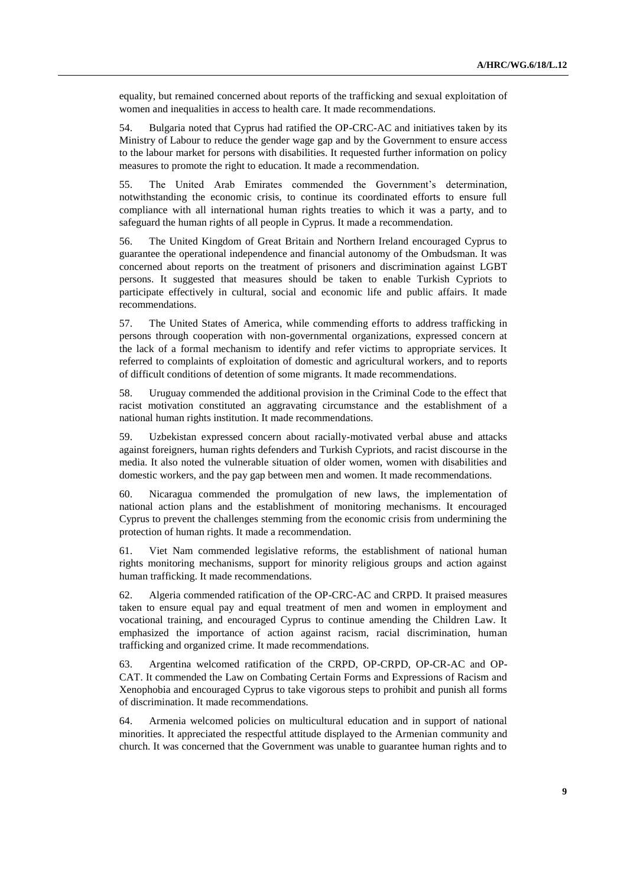equality, but remained concerned about reports of the trafficking and sexual exploitation of women and inequalities in access to health care. It made recommendations.

54. Bulgaria noted that Cyprus had ratified the OP-CRC-AC and initiatives taken by its Ministry of Labour to reduce the gender wage gap and by the Government to ensure access to the labour market for persons with disabilities. It requested further information on policy measures to promote the right to education. It made a recommendation.

55. The United Arab Emirates commended the Government's determination, notwithstanding the economic crisis, to continue its coordinated efforts to ensure full compliance with all international human rights treaties to which it was a party, and to safeguard the human rights of all people in Cyprus. It made a recommendation.

56. The United Kingdom of Great Britain and Northern Ireland encouraged Cyprus to guarantee the operational independence and financial autonomy of the Ombudsman. It was concerned about reports on the treatment of prisoners and discrimination against LGBT persons. It suggested that measures should be taken to enable Turkish Cypriots to participate effectively in cultural, social and economic life and public affairs. It made recommendations.

57. The United States of America, while commending efforts to address trafficking in persons through cooperation with non-governmental organizations, expressed concern at the lack of a formal mechanism to identify and refer victims to appropriate services. It referred to complaints of exploitation of domestic and agricultural workers, and to reports of difficult conditions of detention of some migrants. It made recommendations.

58. Uruguay commended the additional provision in the Criminal Code to the effect that racist motivation constituted an aggravating circumstance and the establishment of a national human rights institution. It made recommendations.

59. Uzbekistan expressed concern about racially-motivated verbal abuse and attacks against foreigners, human rights defenders and Turkish Cypriots, and racist discourse in the media. It also noted the vulnerable situation of older women, women with disabilities and domestic workers, and the pay gap between men and women. It made recommendations.

60. Nicaragua commended the promulgation of new laws, the implementation of national action plans and the establishment of monitoring mechanisms. It encouraged Cyprus to prevent the challenges stemming from the economic crisis from undermining the protection of human rights. It made a recommendation.

61. Viet Nam commended legislative reforms, the establishment of national human rights monitoring mechanisms, support for minority religious groups and action against human trafficking. It made recommendations.

62. Algeria commended ratification of the OP-CRC-AC and CRPD. It praised measures taken to ensure equal pay and equal treatment of men and women in employment and vocational training, and encouraged Cyprus to continue amending the Children Law. It emphasized the importance of action against racism, racial discrimination, human trafficking and organized crime. It made recommendations.

63. Argentina welcomed ratification of the CRPD, OP-CRPD, OP-CR-AC and OP-CAT. It commended the Law on Combating Certain Forms and Expressions of Racism and Xenophobia and encouraged Cyprus to take vigorous steps to prohibit and punish all forms of discrimination. It made recommendations.

64. Armenia welcomed policies on multicultural education and in support of national minorities. It appreciated the respectful attitude displayed to the Armenian community and church. It was concerned that the Government was unable to guarantee human rights and to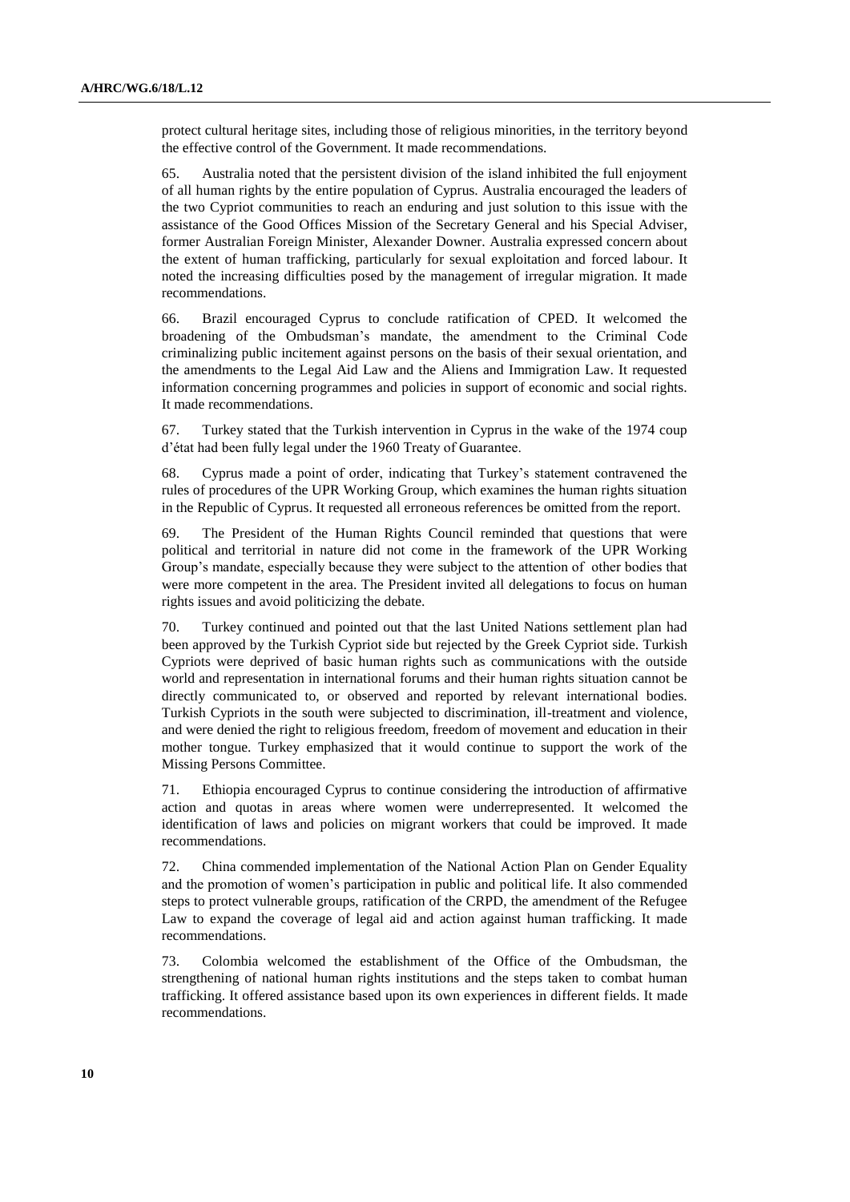protect cultural heritage sites, including those of religious minorities, in the territory beyond the effective control of the Government. It made recommendations.

65. Australia noted that the persistent division of the island inhibited the full enjoyment of all human rights by the entire population of Cyprus. Australia encouraged the leaders of the two Cypriot communities to reach an enduring and just solution to this issue with the assistance of the Good Offices Mission of the Secretary General and his Special Adviser, former Australian Foreign Minister, Alexander Downer. Australia expressed concern about the extent of human trafficking, particularly for sexual exploitation and forced labour. It noted the increasing difficulties posed by the management of irregular migration. It made recommendations.

66. Brazil encouraged Cyprus to conclude ratification of CPED. It welcomed the broadening of the Ombudsman's mandate, the amendment to the Criminal Code criminalizing public incitement against persons on the basis of their sexual orientation, and the amendments to the Legal Aid Law and the Aliens and Immigration Law. It requested information concerning programmes and policies in support of economic and social rights. It made recommendations.

67. Turkey stated that the Turkish intervention in Cyprus in the wake of the 1974 coup d'état had been fully legal under the 1960 Treaty of Guarantee.

68. Cyprus made a point of order, indicating that Turkey's statement contravened the rules of procedures of the UPR Working Group, which examines the human rights situation in the Republic of Cyprus. It requested all erroneous references be omitted from the report.

69. The President of the Human Rights Council reminded that questions that were political and territorial in nature did not come in the framework of the UPR Working Group's mandate, especially because they were subject to the attention of other bodies that were more competent in the area. The President invited all delegations to focus on human rights issues and avoid politicizing the debate.

70. Turkey continued and pointed out that the last United Nations settlement plan had been approved by the Turkish Cypriot side but rejected by the Greek Cypriot side. Turkish Cypriots were deprived of basic human rights such as communications with the outside world and representation in international forums and their human rights situation cannot be directly communicated to, or observed and reported by relevant international bodies. Turkish Cypriots in the south were subjected to discrimination, ill-treatment and violence, and were denied the right to religious freedom, freedom of movement and education in their mother tongue. Turkey emphasized that it would continue to support the work of the Missing Persons Committee.

71. Ethiopia encouraged Cyprus to continue considering the introduction of affirmative action and quotas in areas where women were underrepresented. It welcomed the identification of laws and policies on migrant workers that could be improved. It made recommendations.

72. China commended implementation of the National Action Plan on Gender Equality and the promotion of women's participation in public and political life. It also commended steps to protect vulnerable groups, ratification of the CRPD, the amendment of the Refugee Law to expand the coverage of legal aid and action against human trafficking. It made recommendations.

73. Colombia welcomed the establishment of the Office of the Ombudsman, the strengthening of national human rights institutions and the steps taken to combat human trafficking. It offered assistance based upon its own experiences in different fields. It made recommendations.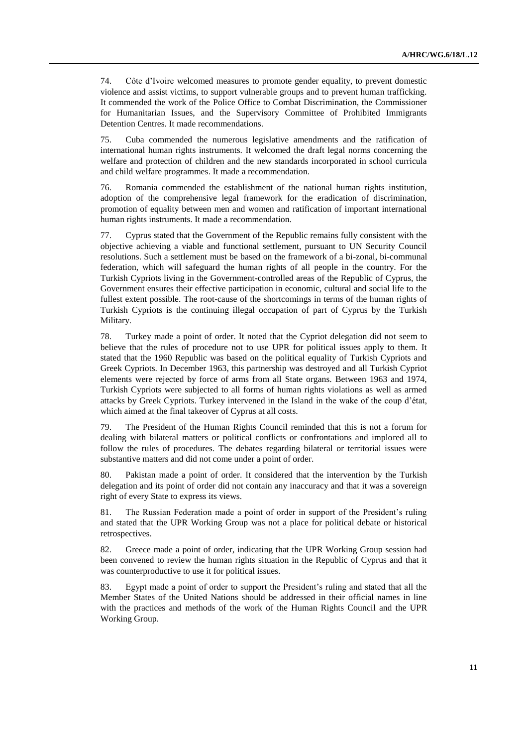74. Côte d'Ivoire welcomed measures to promote gender equality, to prevent domestic violence and assist victims, to support vulnerable groups and to prevent human trafficking. It commended the work of the Police Office to Combat Discrimination, the Commissioner for Humanitarian Issues, and the Supervisory Committee of Prohibited Immigrants Detention Centres. It made recommendations.

75. Cuba commended the numerous legislative amendments and the ratification of international human rights instruments. It welcomed the draft legal norms concerning the welfare and protection of children and the new standards incorporated in school curricula and child welfare programmes. It made a recommendation.

76. Romania commended the establishment of the national human rights institution, adoption of the comprehensive legal framework for the eradication of discrimination, promotion of equality between men and women and ratification of important international human rights instruments. It made a recommendation.

77. Cyprus stated that the Government of the Republic remains fully consistent with the objective achieving a viable and functional settlement, pursuant to UN Security Council resolutions. Such a settlement must be based on the framework of a bi-zonal, bi-communal federation, which will safeguard the human rights of all people in the country. For the Turkish Cypriots living in the Government-controlled areas of the Republic of Cyprus, the Government ensures their effective participation in economic, cultural and social life to the fullest extent possible. The root-cause of the shortcomings in terms of the human rights of Turkish Cypriots is the continuing illegal occupation of part of Cyprus by the Turkish Military.

78. Turkey made a point of order. It noted that the Cypriot delegation did not seem to believe that the rules of procedure not to use UPR for political issues apply to them. It stated that the 1960 Republic was based on the political equality of Turkish Cypriots and Greek Cypriots. In December 1963, this partnership was destroyed and all Turkish Cypriot elements were rejected by force of arms from all State organs. Between 1963 and 1974, Turkish Cypriots were subjected to all forms of human rights violations as well as armed attacks by Greek Cypriots. Turkey intervened in the Island in the wake of the coup d'état, which aimed at the final takeover of Cyprus at all costs.

79. The President of the Human Rights Council reminded that this is not a forum for dealing with bilateral matters or political conflicts or confrontations and implored all to follow the rules of procedures. The debates regarding bilateral or territorial issues were substantive matters and did not come under a point of order.

80. Pakistan made a point of order. It considered that the intervention by the Turkish delegation and its point of order did not contain any inaccuracy and that it was a sovereign right of every State to express its views.

81. The Russian Federation made a point of order in support of the President's ruling and stated that the UPR Working Group was not a place for political debate or historical retrospectives.

82. Greece made a point of order, indicating that the UPR Working Group session had been convened to review the human rights situation in the Republic of Cyprus and that it was counterproductive to use it for political issues.

83. Egypt made a point of order to support the President's ruling and stated that all the Member States of the United Nations should be addressed in their official names in line with the practices and methods of the work of the Human Rights Council and the UPR Working Group.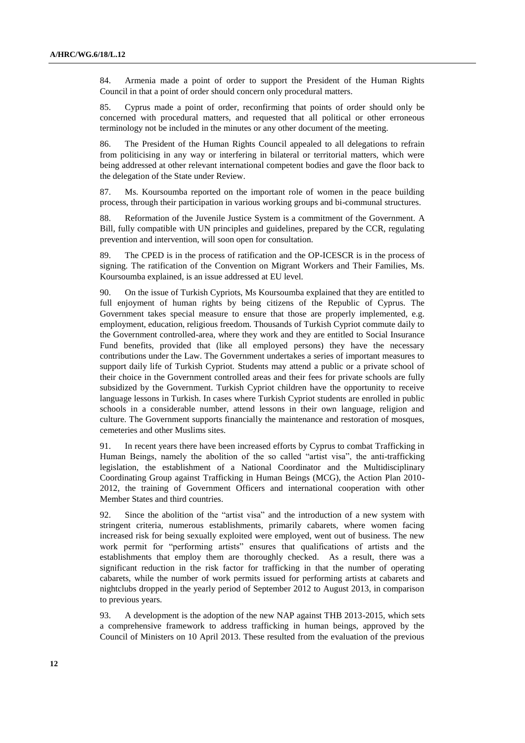84. Armenia made a point of order to support the President of the Human Rights Council in that a point of order should concern only procedural matters.

85. Cyprus made a point of order, reconfirming that points of order should only be concerned with procedural matters, and requested that all political or other erroneous terminology not be included in the minutes or any other document of the meeting.

86. The President of the Human Rights Council appealed to all delegations to refrain from politicising in any way or interfering in bilateral or territorial matters, which were being addressed at other relevant international competent bodies and gave the floor back to the delegation of the State under Review.

87. Ms. Koursoumba reported on the important role of women in the peace building process, through their participation in various working groups and bi-communal structures.

88. Reformation of the Juvenile Justice System is a commitment of the Government. A Bill, fully compatible with UN principles and guidelines, prepared by the CCR, regulating prevention and intervention, will soon open for consultation.

89. The CPED is in the process of ratification and the OP-ICESCR is in the process of signing. The ratification of the Convention on Migrant Workers and Their Families, Ms. Koursoumba explained, is an issue addressed at EU level.

90. On the issue of Turkish Cypriots, Ms Koursoumba explained that they are entitled to full enjoyment of human rights by being citizens of the Republic of Cyprus. The Government takes special measure to ensure that those are properly implemented, e.g. employment, education, religious freedom. Thousands of Turkish Cypriot commute daily to the Government controlled-area, where they work and they are entitled to Social Insurance Fund benefits, provided that (like all employed persons) they have the necessary contributions under the Law. The Government undertakes a series of important measures to support daily life of Turkish Cypriot. Students may attend a public or a private school of their choice in the Government controlled areas and their fees for private schools are fully subsidized by the Government. Turkish Cypriot children have the opportunity to receive language lessons in Turkish. In cases where Turkish Cypriot students are enrolled in public schools in a considerable number, attend lessons in their own language, religion and culture. The Government supports financially the maintenance and restoration of mosques, cemeteries and other Muslims sites.

91. In recent years there have been increased efforts by Cyprus to combat Trafficking in Human Beings, namely the abolition of the so called "artist visa", the anti-trafficking legislation, the establishment of a National Coordinator and the Multidisciplinary Coordinating Group against Trafficking in Human Beings (MCG), the Action Plan 2010-2012, the training of Government Officers and international cooperation with other Member States and third countries.

92. Since the abolition of the "artist visa" and the introduction of a new system with stringent criteria, numerous establishments, primarily cabarets, where women facing increased risk for being sexually exploited were employed, went out of business. The new work permit for "performing artists" ensures that qualifications of artists and the establishments that employ them are thoroughly checked. As a result, there was a significant reduction in the risk factor for trafficking in that the number of operating cabarets, while the number of work permits issued for performing artists at cabarets and nightclubs dropped in the yearly period of September 2012 to August 2013, in comparison to previous years.

93. A development is the adoption of the new NAP against THB 2013-2015, which sets a comprehensive framework to address trafficking in human beings, approved by the Council of Ministers on 10 April 2013. These resulted from the evaluation of the previous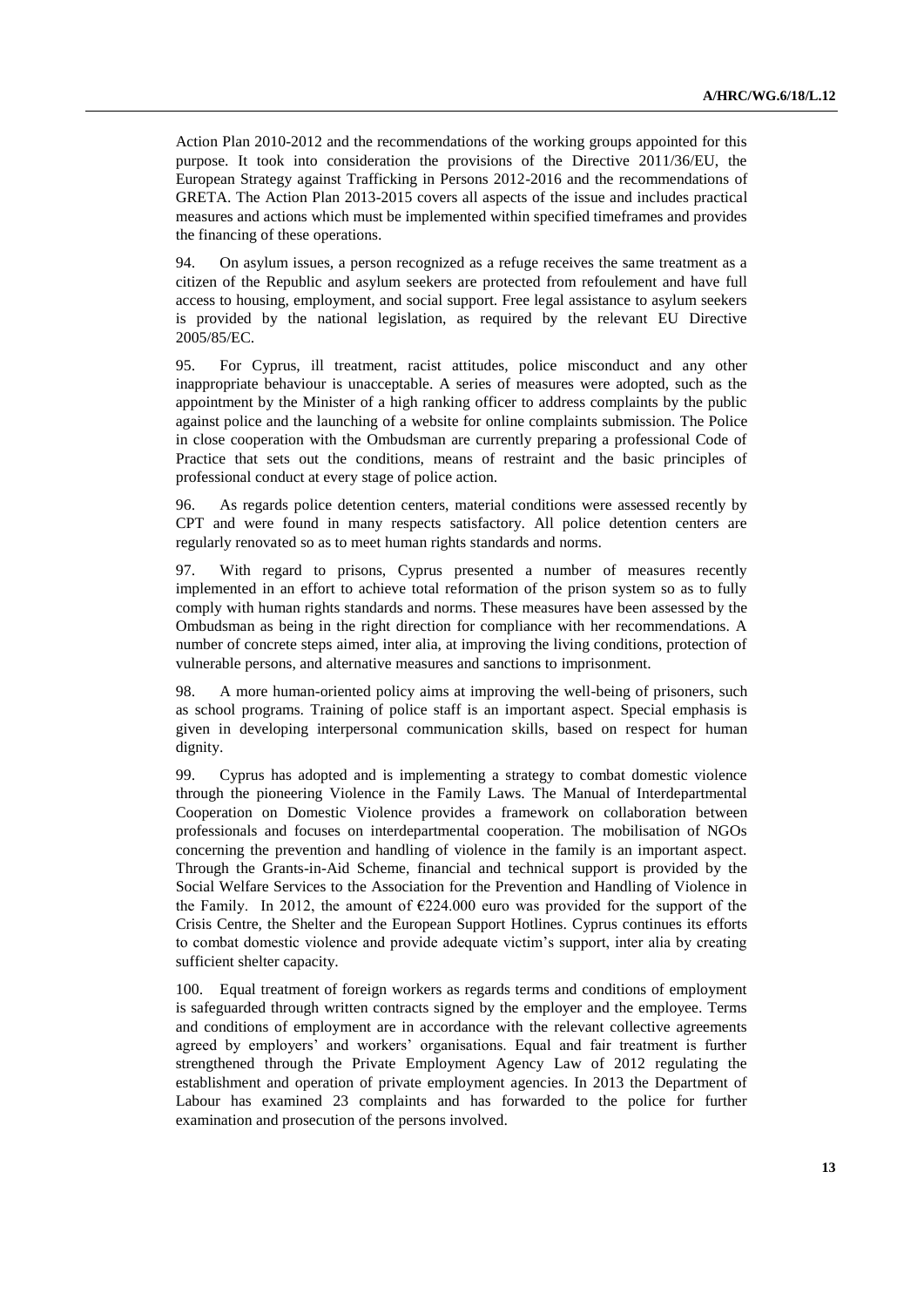Action Plan 2010-2012 and the recommendations of the working groups appointed for this purpose. It took into consideration the provisions of the Directive 2011/36/EU, the European Strategy against Trafficking in Persons 2012-2016 and the recommendations of GRETA. The Action Plan 2013-2015 covers all aspects of the issue and includes practical measures and actions which must be implemented within specified timeframes and provides the financing of these operations.

94. On asylum issues, a person recognized as a refuge receives the same treatment as a citizen of the Republic and asylum seekers are protected from refoulement and have full access to housing, employment, and social support. Free legal assistance to asylum seekers is provided by the national legislation, as required by the relevant EU Directive 2005/85/EC.

95. For Cyprus, ill treatment, racist attitudes, police misconduct and any other inappropriate behaviour is unacceptable. A series of measures were adopted, such as the appointment by the Minister of a high ranking officer to address complaints by the public against police and the launching of a website for online complaints submission. The Police in close cooperation with the Ombudsman are currently preparing a professional Code of Practice that sets out the conditions, means of restraint and the basic principles of professional conduct at every stage of police action.

96. As regards police detention centers, material conditions were assessed recently by CPT and were found in many respects satisfactory. All police detention centers are regularly renovated so as to meet human rights standards and norms.

97. With regard to prisons, Cyprus presented a number of measures recently implemented in an effort to achieve total reformation of the prison system so as to fully comply with human rights standards and norms. These measures have been assessed by the Ombudsman as being in the right direction for compliance with her recommendations. A number of concrete steps aimed, inter alia, at improving the living conditions, protection of vulnerable persons, and alternative measures and sanctions to imprisonment.

98. A more human-oriented policy aims at improving the well-being of prisoners, such as school programs. Training of police staff is an important aspect. Special emphasis is given in developing interpersonal communication skills, based on respect for human dignity.

99. Cyprus has adopted and is implementing a strategy to combat domestic violence through the pioneering Violence in the Family Laws. The Manual of Interdepartmental Cooperation on Domestic Violence provides a framework on collaboration between professionals and focuses on interdepartmental cooperation. The mobilisation of NGOs concerning the prevention and handling of violence in the family is an important aspect. Through the Grants-in-Aid Scheme, financial and technical support is provided by the Social Welfare Services to the Association for the Prevention and Handling of Violence in the Family. In 2012, the amount of €224.000 euro was provided for the support of the Crisis Centre, the Shelter and the European Support Hotlines. Cyprus continues its efforts to combat domestic violence and provide adequate victim's support, inter alia by creating sufficient shelter capacity.

100. Equal treatment of foreign workers as regards terms and conditions of employment is safeguarded through written contracts signed by the employer and the employee. Terms and conditions of employment are in accordance with the relevant collective agreements agreed by employers' and workers' organisations. Equal and fair treatment is further strengthened through the Private Employment Agency Law of 2012 regulating the establishment and operation of private employment agencies. In 2013 the Department of Labour has examined 23 complaints and has forwarded to the police for further examination and prosecution of the persons involved.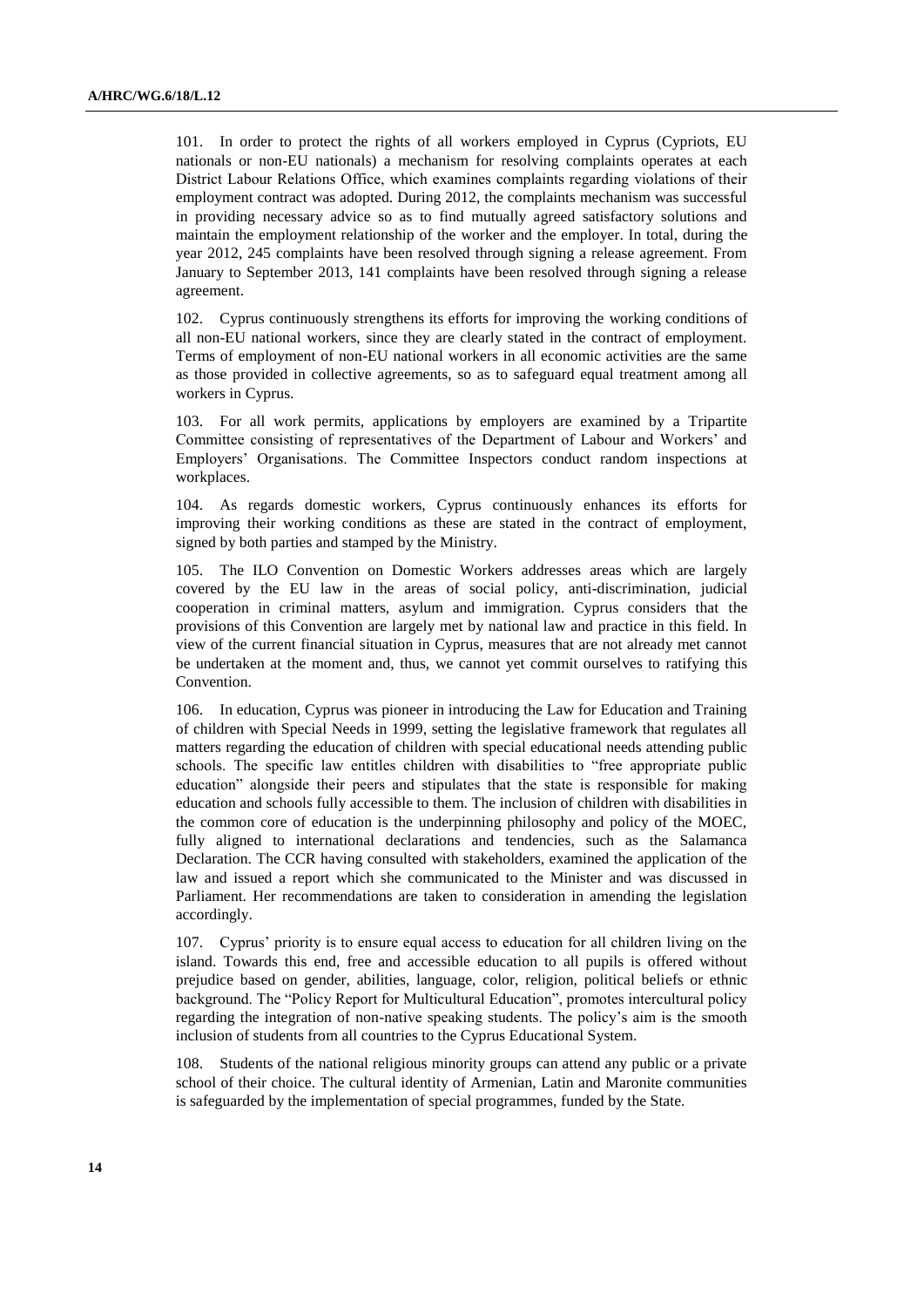101. In order to protect the rights of all workers employed in Cyprus (Cypriots, EU nationals or non-EU nationals) a mechanism for resolving complaints operates at each District Labour Relations Office, which examines complaints regarding violations of their employment contract was adopted. During 2012, the complaints mechanism was successful in providing necessary advice so as to find mutually agreed satisfactory solutions and maintain the employment relationship of the worker and the employer. In total, during the year 2012, 245 complaints have been resolved through signing a release agreement. From January to September 2013, 141 complaints have been resolved through signing a release agreement.

102. Cyprus continuously strengthens its efforts for improving the working conditions of all non-EU national workers, since they are clearly stated in the contract of employment. Terms of employment of non-EU national workers in all economic activities are the same as those provided in collective agreements, so as to safeguard equal treatment among all workers in Cyprus.

103. For all work permits, applications by employers are examined by a Tripartite Committee consisting of representatives of the Department of Labour and Workers' and Employers' Organisations. The Committee Inspectors conduct random inspections at workplaces.

104. As regards domestic workers, Cyprus continuously enhances its efforts for improving their working conditions as these are stated in the contract of employment, signed by both parties and stamped by the Ministry.

105. The ILO Convention on Domestic Workers addresses areas which are largely covered by the EU law in the areas of social policy, anti-discrimination, judicial cooperation in criminal matters, asylum and immigration. Cyprus considers that the provisions of this Convention are largely met by national law and practice in this field. In view of the current financial situation in Cyprus, measures that are not already met cannot be undertaken at the moment and, thus, we cannot yet commit ourselves to ratifying this Convention.

106. In education, Cyprus was pioneer in introducing the Law for Education and Training of children with Special Needs in 1999, setting the legislative framework that regulates all matters regarding the education of children with special educational needs attending public schools. The specific law entitles children with disabilities to "free appropriate public education" alongside their peers and stipulates that the state is responsible for making education and schools fully accessible to them. The inclusion of children with disabilities in the common core of education is the underpinning philosophy and policy of the MOEC, fully aligned to international declarations and tendencies, such as the Salamanca Declaration. The CCR having consulted with stakeholders, examined the application of the law and issued a report which she communicated to the Minister and was discussed in Parliament. Her recommendations are taken to consideration in amending the legislation accordingly.

107. Cyprus' priority is to ensure equal access to education for all children living on the island. Towards this end, free and accessible education to all pupils is offered without prejudice based on gender, abilities, language, color, religion, political beliefs or ethnic background. The "Policy Report for Multicultural Education", promotes intercultural policy regarding the integration of non-native speaking students. The policy's aim is the smooth inclusion of students from all countries to the Cyprus Educational System.

108. Students of the national religious minority groups can attend any public or a private school of their choice. The cultural identity of Armenian, Latin and Maronite communities is safeguarded by the implementation of special programmes, funded by the State.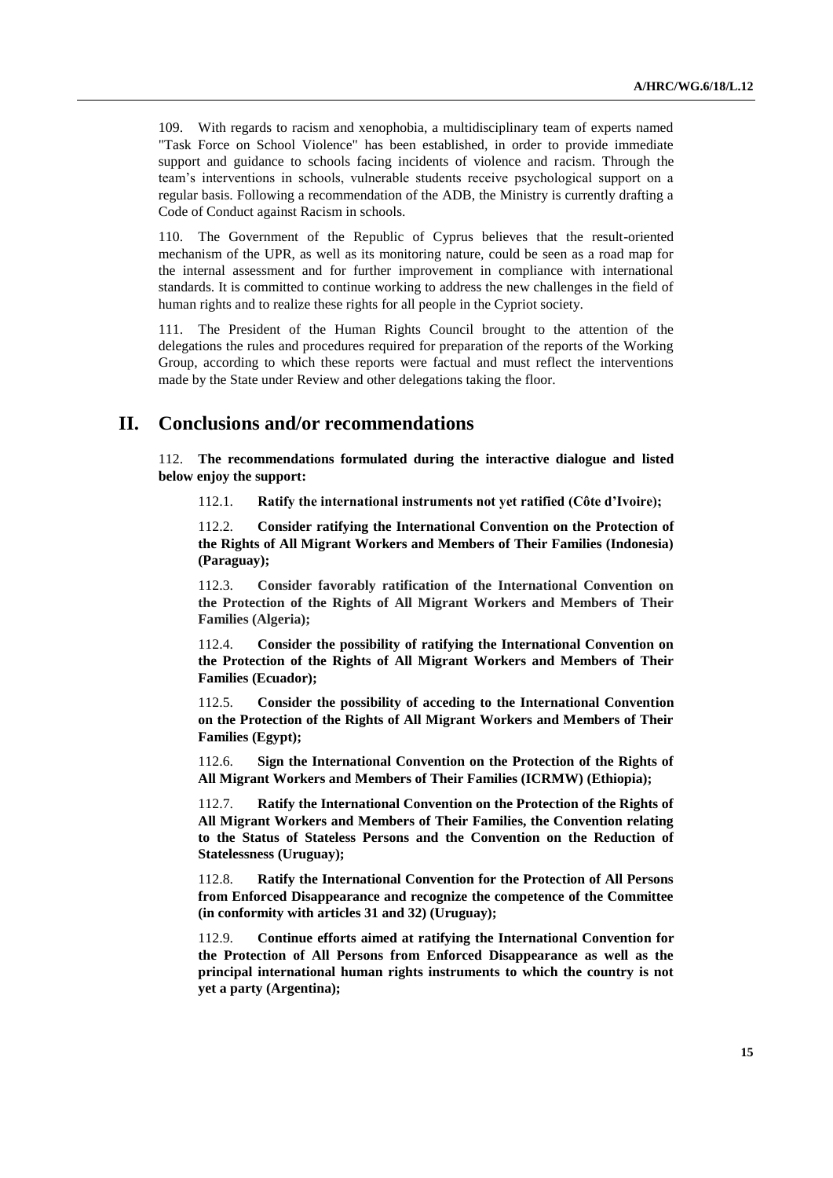109. With regards to racism and xenophobia, a multidisciplinary team of experts named "Task Force on School Violence" has been established, in order to provide immediate support and guidance to schools facing incidents of violence and racism. Through the team's interventions in schools, vulnerable students receive psychological support on a regular basis. Following a recommendation of the ADB, the Ministry is currently drafting a Code of Conduct against Racism in schools.

110. The Government of the Republic of Cyprus believes that the result-oriented mechanism of the UPR, as well as its monitoring nature, could be seen as a road map for the internal assessment and for further improvement in compliance with international standards. It is committed to continue working to address the new challenges in the field of human rights and to realize these rights for all people in the Cypriot society.

111. The President of the Human Rights Council brought to the attention of the delegations the rules and procedures required for preparation of the reports of the Working Group, according to which these reports were factual and must reflect the interventions made by the State under Review and other delegations taking the floor.

# II. Conclusions and/or recommendations

112. **The recommendations formulated during the interactive dialogue and listed below enjoy the support:**

112.1. **Ratify the international instruments not yet ratified (Côte d'Ivoire);**

112.2. **Consider ratifying the International Convention on the Protection of the Rights of All Migrant Workers and Members of Their Families (Indonesia) (Paraguay);**

112.3. **Consider favorably ratification of the International Convention on the Protection of the Rights of All Migrant Workers and Members of Their Families (Algeria);**

112.4. **Consider the possibility of ratifying the International Convention on the Protection of the Rights of All Migrant Workers and Members of Their Families (Ecuador);**

112.5. **Consider the possibility of acceding to the International Convention on the Protection of the Rights of All Migrant Workers and Members of Their Families (Egypt);**

112.6. **Sign the International Convention on the Protection of the Rights of All Migrant Workers and Members of Their Families (ICRMW) (Ethiopia);**

112.7. **Ratify the International Convention on the Protection of the Rights of All Migrant Workers and Members of Their Families, the Convention relating to the Status of Stateless Persons and the Convention on the Reduction of Statelessness (Uruguay);**

112.8. **Ratify the International Convention for the Protection of All Persons from Enforced Disappearance and recognize the competence of the Committee (in conformity with articles 31 and 32) (Uruguay);**

112.9. **Continue efforts aimed at ratifying the International Convention for the Protection of All Persons from Enforced Disappearance as well as the principal international human rights instruments to which the country is not yet a party (Argentina);**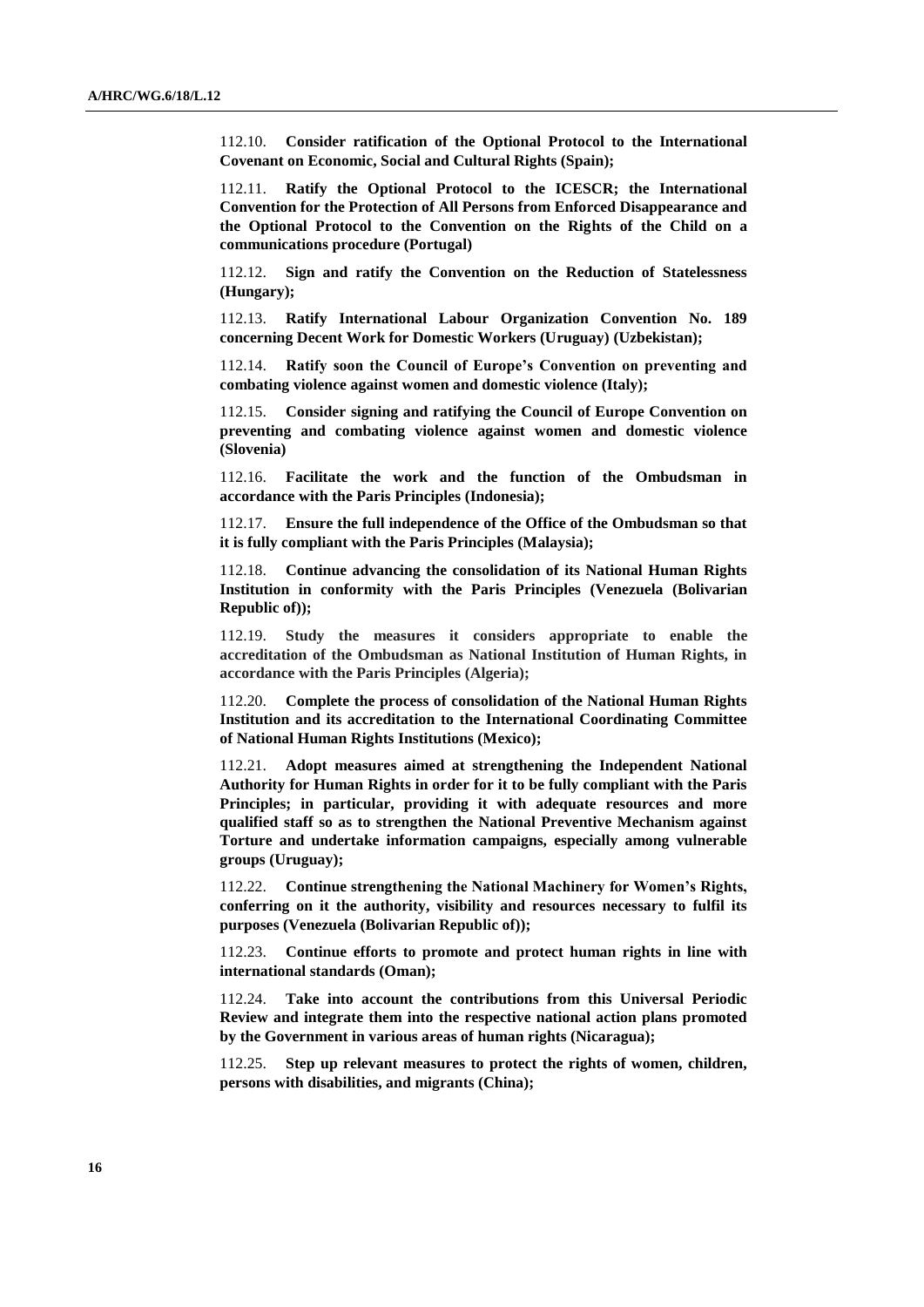112.10. **Consider ratification of the Optional Protocol to the International Covenant on Economic, Social and Cultural Rights (Spain);**

112.11. **Ratify the Optional Protocol to the ICESCR; the International Convention for the Protection of All Persons from Enforced Disappearance and the Optional Protocol to the Convention on the Rights of the Child on a communications procedure (Portugal)**

112.12. **Sign and ratify the Convention on the Reduction of Statelessness (Hungary);**

112.13. **Ratify International Labour Organization Convention No. 189 concerning Decent Work for Domestic Workers (Uruguay) (Uzbekistan);**

112.14. **Ratify soon the Council of Europe's Convention on preventing and combating violence against women and domestic violence (Italy);**

112.15. **Consider signing and ratifying the Council of Europe Convention on preventing and combating violence against women and domestic violence (Slovenia)**

112.16. **Facilitate the work and the function of the Ombudsman in accordance with the Paris Principles (Indonesia);**

112.17. **Ensure the full independence of the Office of the Ombudsman so that it is fully compliant with the Paris Principles (Malaysia);**

112.18. **Continue advancing the consolidation of its National Human Rights Institution in conformity with the Paris Principles (Venezuela (Bolivarian Republic of));**

112.19. **Study the measures it considers appropriate to enable the accreditation of the Ombudsman as National Institution of Human Rights, in accordance with the Paris Principles (Algeria);**

112.20. **Complete the process of consolidation of the National Human Rights Institution and its accreditation to the International Coordinating Committee of National Human Rights Institutions (Mexico);**

112.21. **Adopt measures aimed at strengthening the Independent National Authority for Human Rights in order for it to be fully compliant with the Paris Principles; in particular, providing it with adequate resources and more qualified staff so as to strengthen the National Preventive Mechanism against Torture and undertake information campaigns, especially among vulnerable groups (Uruguay);**

112.22. **Continue strengthening the National Machinery for Women's Rights, conferring on it the authority, visibility and resources necessary to fulfil its purposes (Venezuela (Bolivarian Republic of));**

112.23. **Continue efforts to promote and protect human rights in line with international standards (Oman);**

112.24. **Take into account the contributions from this Universal Periodic Review and integrate them into the respective national action plans promoted by the Government in various areas of human rights (Nicaragua);**

112.25. **Step up relevant measures to protect the rights of women, children, persons with disabilities, and migrants (China);**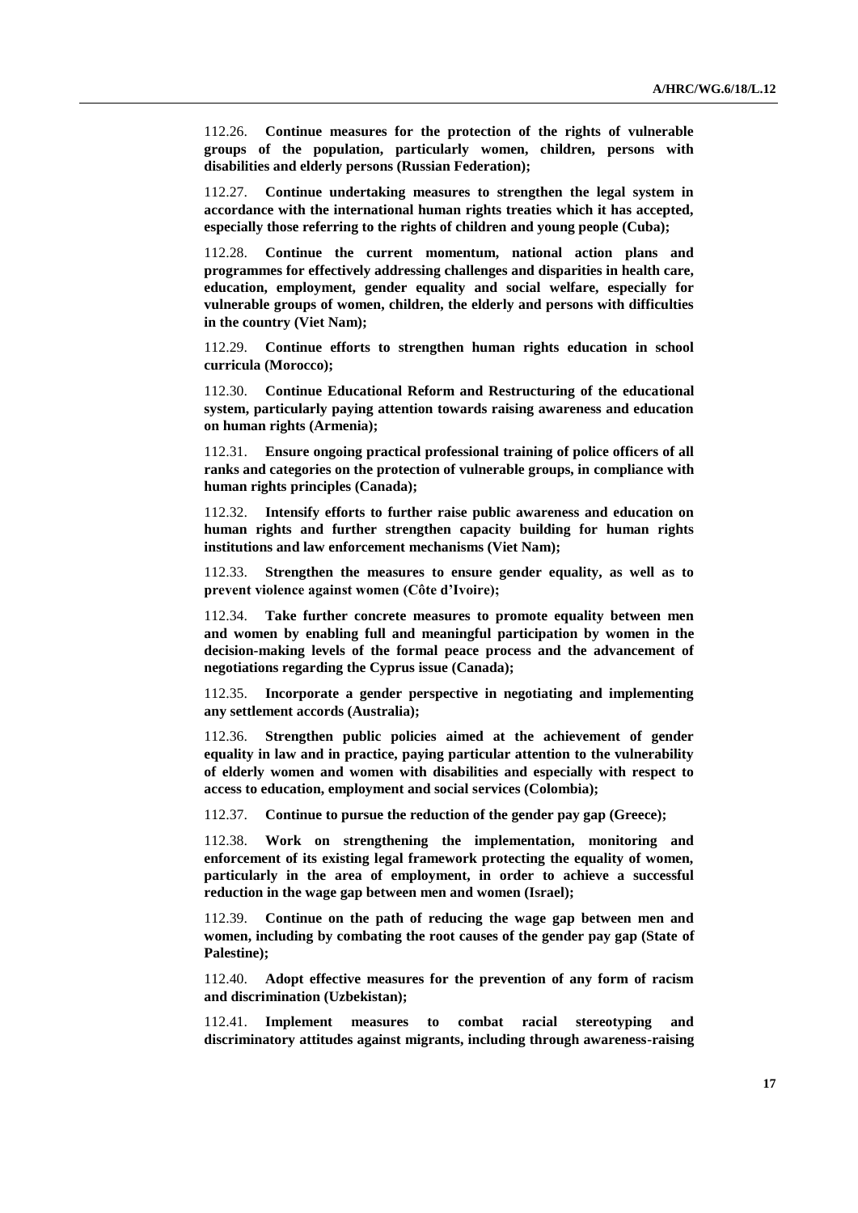112.26. **Continue measures for the protection of the rights of vulnerable groups of the population, particularly women, children, persons with disabilities and elderly persons (Russian Federation);**

112.27. **Continue undertaking measures to strengthen the legal system in accordance with the international human rights treaties which it has accepted, especially those referring to the rights of children and young people (Cuba);**

112.28. **Continue the current momentum, national action plans and programmes for effectively addressing challenges and disparities in health care, education, employment, gender equality and social welfare, especially for vulnerable groups of women, children, the elderly and persons with difficulties in the country (Viet Nam);**

112.29. **Continue efforts to strengthen human rights education in school curricula (Morocco);**

112.30. **Continue Educational Reform and Restructuring of the educational system, particularly paying attention towards raising awareness and education on human rights (Armenia);**

112.31. **Ensure ongoing practical professional training of police officers of all ranks and categories on the protection of vulnerable groups, in compliance with human rights principles (Canada);**

112.32. **Intensify efforts to further raise public awareness and education on human rights and further strengthen capacity building for human rights institutions and law enforcement mechanisms (Viet Nam);**

112.33. **Strengthen the measures to ensure gender equality, as well as to prevent violence against women (Côte d'Ivoire);**

112.34. **Take further concrete measures to promote equality between men and women by enabling full and meaningful participation by women in the decision-making levels of the formal peace process and the advancement of negotiations regarding the Cyprus issue (Canada);**

112.35. **Incorporate a gender perspective in negotiating and implementing any settlement accords (Australia);**

112.36. **Strengthen public policies aimed at the achievement of gender equality in law and in practice, paying particular attention to the vulnerability of elderly women and women with disabilities and especially with respect to access to education, employment and social services (Colombia);**

112.37. **Continue to pursue the reduction of the gender pay gap (Greece);**

112.38. **Work on strengthening the implementation, monitoring and enforcement of its existing legal framework protecting the equality of women, particularly in the area of employment, in order to achieve a successful reduction in the wage gap between men and women (Israel);**

112.39. **Continue on the path of reducing the wage gap between men and women, including by combating the root causes of the gender pay gap (State of Palestine);**

112.40. **Adopt effective measures for the prevention of any form of racism and discrimination (Uzbekistan);**

112.41. **Implement measures to combat racial stereotyping and discriminatory attitudes against migrants, including through awareness-raising**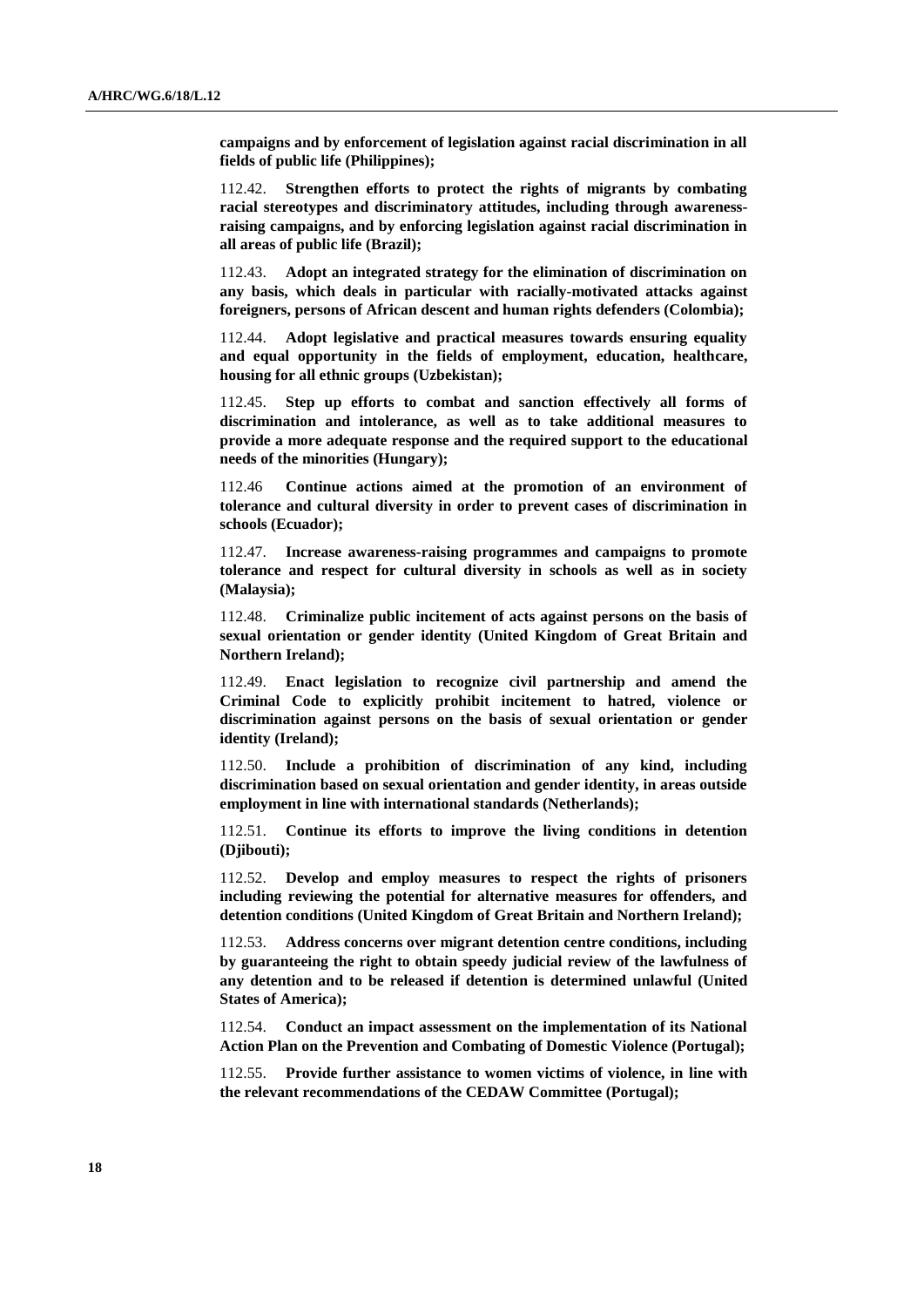**campaigns and by enforcement of legislation against racial discrimination in all fields of public life (Philippines);**

112.42. **Strengthen efforts to protect the rights of migrants by combating racial stereotypes and discriminatory attitudes, including through awareness-raising campaigns, and by enforcing legislation against racial discrimination in all areas of public life (Brazil);**

112.43. **Adopt an integrated strategy for the elimination of discrimination on any basis, which deals in particular with racially-motivated attacks against foreigners, persons of African descent and human rights defenders (Colombia);**

112.44. **Adopt legislative and practical measures towards ensuring equality and equal opportunity in the fields of employment, education, healthcare, housing for all ethnic groups (Uzbekistan);**

112.45. **Step up efforts to combat and sanction effectively all forms of discrimination and intolerance, as well as to take additional measures to provide a more adequate response and the required support to the educational needs of the minorities (Hungary);**

112.46 **Continue actions aimed at the promotion of an environment of tolerance and cultural diversity in order to prevent cases of discrimination in schools (Ecuador);**

112.47. **Increase awareness-raising programmes and campaigns to promote tolerance and respect for cultural diversity in schools as well as in society (Malaysia);**

112.48. **Criminalize public incitement of acts against persons on the basis of sexual orientation or gender identity (United Kingdom of Great Britain and Northern Ireland);**

112.49. **Enact legislation to recognize civil partnership and amend the Criminal Code to explicitly prohibit incitement to hatred, violence or discrimination against persons on the basis of sexual orientation or gender identity (Ireland);**

112.50. **Include a prohibition of discrimination of any kind, including discrimination based on sexual orientation and gender identity, in areas outside employment in line with international standards (Netherlands);**

112.51. **Continue its efforts to improve the living conditions in detention (Djibouti);**

112.52. **Develop and employ measures to respect the rights of prisoners including reviewing the potential for alternative measures for offenders, and detention conditions (United Kingdom of Great Britain and Northern Ireland);**

112.53. **Address concerns over migrant detention centre conditions, including by guaranteeing the right to obtain speedy judicial review of the lawfulness of any detention and to be released if detention is determined unlawful (United States of America);**

112.54. **Conduct an impact assessment on the implementation of its National Action Plan on the Prevention and Combating of Domestic Violence (Portugal);**

112.55. **Provide further assistance to women victims of violence, in line with the relevant recommendations of the CEDAW Committee (Portugal);**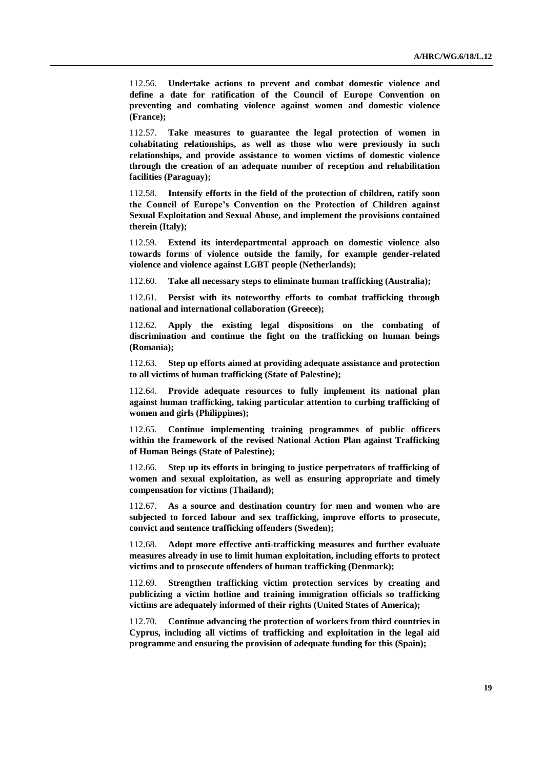112.56. **Undertake actions to prevent and combat domestic violence and define a date for ratification of the Council of Europe Convention on preventing and combating violence against women and domestic violence (France);**

112.57. **Take measures to guarantee the legal protection of women in cohabitating relationships, as well as those who were previously in such relationships, and provide assistance to women victims of domestic violence through the creation of an adequate number of reception and rehabilitation facilities (Paraguay);**

112.58. **Intensify efforts in the field of the protection of children, ratify soon the Council of Europe's Convention on the Protection of Children against Sexual Exploitation and Sexual Abuse, and implement the provisions contained therein (Italy);**

112.59. **Extend its interdepartmental approach on domestic violence also towards forms of violence outside the family, for example gender-related violence and violence against LGBT people (Netherlands);**

112.60. **Take all necessary steps to eliminate human trafficking (Australia);**

112.61. **Persist with its noteworthy efforts to combat trafficking through national and international collaboration (Greece);**

112.62. **Apply the existing legal dispositions on the combating of discrimination and continue the fight on the trafficking on human beings (Romania);**

112.63. **Step up efforts aimed at providing adequate assistance and protection to all victims of human trafficking (State of Palestine);**

112.64. **Provide adequate resources to fully implement its national plan against human trafficking, taking particular attention to curbing trafficking of women and girls (Philippines);**

112.65. **Continue implementing training programmes of public officers within the framework of the revised National Action Plan against Trafficking of Human Beings (State of Palestine);**

112.66. **Step up its efforts in bringing to justice perpetrators of trafficking of women and sexual exploitation, as well as ensuring appropriate and timely compensation for victims (Thailand);**

112.67. **As a source and destination country for men and women who are subjected to forced labour and sex trafficking, improve efforts to prosecute, convict and sentence trafficking offenders (Sweden);**

112.68. **Adopt more effective anti-trafficking measures and further evaluate measures already in use to limit human exploitation, including efforts to protect victims and to prosecute offenders of human trafficking (Denmark);**

112.69. **Strengthen trafficking victim protection services by creating and publicizing a victim hotline and training immigration officials so trafficking victims are adequately informed of their rights (United States of America);**

112.70. **Continue advancing the protection of workers from third countries in Cyprus, including all victims of trafficking and exploitation in the legal aid programme and ensuring the provision of adequate funding for this (Spain);**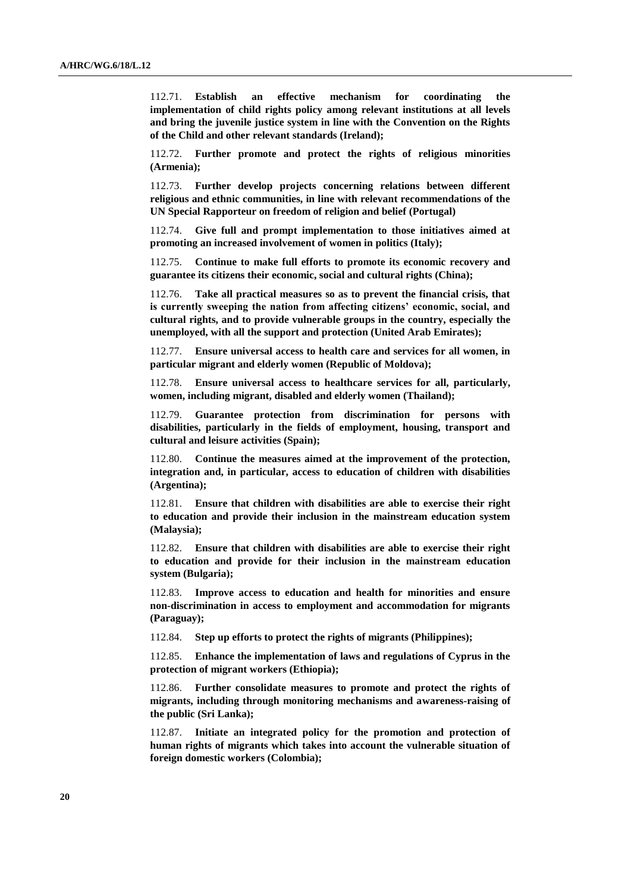112.71. **Establish an effective mechanism for coordinating the implementation of child rights policy among relevant institutions at all levels and bring the juvenile justice system in line with the Convention on the Rights of the Child and other relevant standards (Ireland);**

112.72. **Further promote and protect the rights of religious minorities (Armenia);**

112.73. **Further develop projects concerning relations between different religious and ethnic communities, in line with relevant recommendations of the UN Special Rapporteur on freedom of religion and belief (Portugal)**

112.74. **Give full and prompt implementation to those initiatives aimed at promoting an increased involvement of women in politics (Italy);**

112.75. **Continue to make full efforts to promote its economic recovery and guarantee its citizens their economic, social and cultural rights (China);**

112.76. **Take all practical measures so as to prevent the financial crisis, that is currently sweeping the nation from affecting citizens' economic, social, and cultural rights, and to provide vulnerable groups in the country, especially the unemployed, with all the support and protection (United Arab Emirates);**

112.77. **Ensure universal access to health care and services for all women, in particular migrant and elderly women (Republic of Moldova);**

112.78. **Ensure universal access to healthcare services for all, particularly, women, including migrant, disabled and elderly women (Thailand);**

112.79. **Guarantee protection from discrimination for persons with disabilities, particularly in the fields of employment, housing, transport and cultural and leisure activities (Spain);**

112.80. **Continue the measures aimed at the improvement of the protection, integration and, in particular, access to education of children with disabilities (Argentina);**

112.81. **Ensure that children with disabilities are able to exercise their right to education and provide their inclusion in the mainstream education system (Malaysia);**

112.82. **Ensure that children with disabilities are able to exercise their right to education and provide for their inclusion in the mainstream education system (Bulgaria);**

112.83. **Improve access to education and health for minorities and ensure non-discrimination in access to employment and accommodation for migrants (Paraguay);**

112.84. **Step up efforts to protect the rights of migrants (Philippines);**

112.85. **Enhance the implementation of laws and regulations of Cyprus in the protection of migrant workers (Ethiopia);**

112.86. **Further consolidate measures to promote and protect the rights of migrants, including through monitoring mechanisms and awareness-raising of the public (Sri Lanka);**

112.87. **Initiate an integrated policy for the promotion and protection of human rights of migrants which takes into account the vulnerable situation of foreign domestic workers (Colombia);**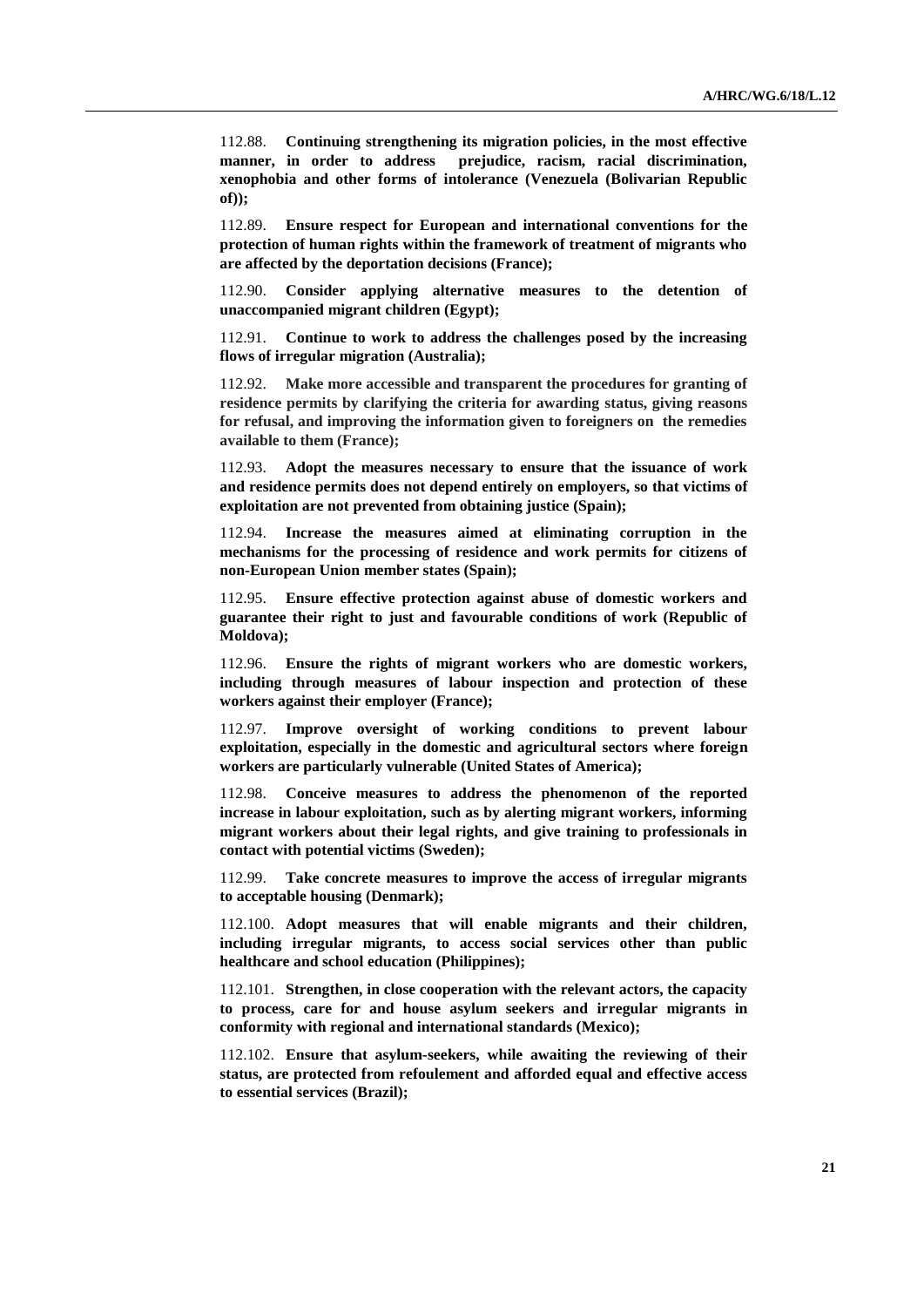112.88. **Continuing strengthening its migration policies, in the most effective manner, in order to address prejudice, racism, racial discrimination, xenophobia and other forms of intolerance (Venezuela (Bolivarian Republic of));**

112.89. **Ensure respect for European and international conventions for the protection of human rights within the framework of treatment of migrants who are affected by the deportation decisions (France);**

112.90. **Consider applying alternative measures to the detention of unaccompanied migrant children (Egypt);**

112.91. **Continue to work to address the challenges posed by the increasing flows of irregular migration (Australia);**

112.92. **Make more accessible and transparent the procedures for granting of residence permits by clarifying the criteria for awarding status, giving reasons for refusal, and improving the information given to foreigners on the remedies available to them (France);**

112.93. **Adopt the measures necessary to ensure that the issuance of work and residence permits does not depend entirely on employers, so that victims of exploitation are not prevented from obtaining justice (Spain);**

112.94. **Increase the measures aimed at eliminating corruption in the mechanisms for the processing of residence and work permits for citizens of non-European Union member states (Spain);**

112.95. **Ensure effective protection against abuse of domestic workers and guarantee their right to just and favourable conditions of work (Republic of Moldova);**

112.96. **Ensure the rights of migrant workers who are domestic workers, including through measures of labour inspection and protection of these workers against their employer (France);**

112.97. **Improve oversight of working conditions to prevent labour exploitation, especially in the domestic and agricultural sectors where foreign workers are particularly vulnerable (United States of America);**

112.98. **Conceive measures to address the phenomenon of the reported increase in labour exploitation, such as by alerting migrant workers, informing migrant workers about their legal rights, and give training to professionals in contact with potential victims (Sweden);**

112.99. **Take concrete measures to improve the access of irregular migrants to acceptable housing (Denmark);**

112.100. **Adopt measures that will enable migrants and their children, including irregular migrants, to access social services other than public healthcare and school education (Philippines);**

112.101. **Strengthen, in close cooperation with the relevant actors, the capacity to process, care for and house asylum seekers and irregular migrants in conformity with regional and international standards (Mexico);**

112.102. **Ensure that asylum-seekers, while awaiting the reviewing of their status, are protected from refoulement and afforded equal and effective access to essential services (Brazil);**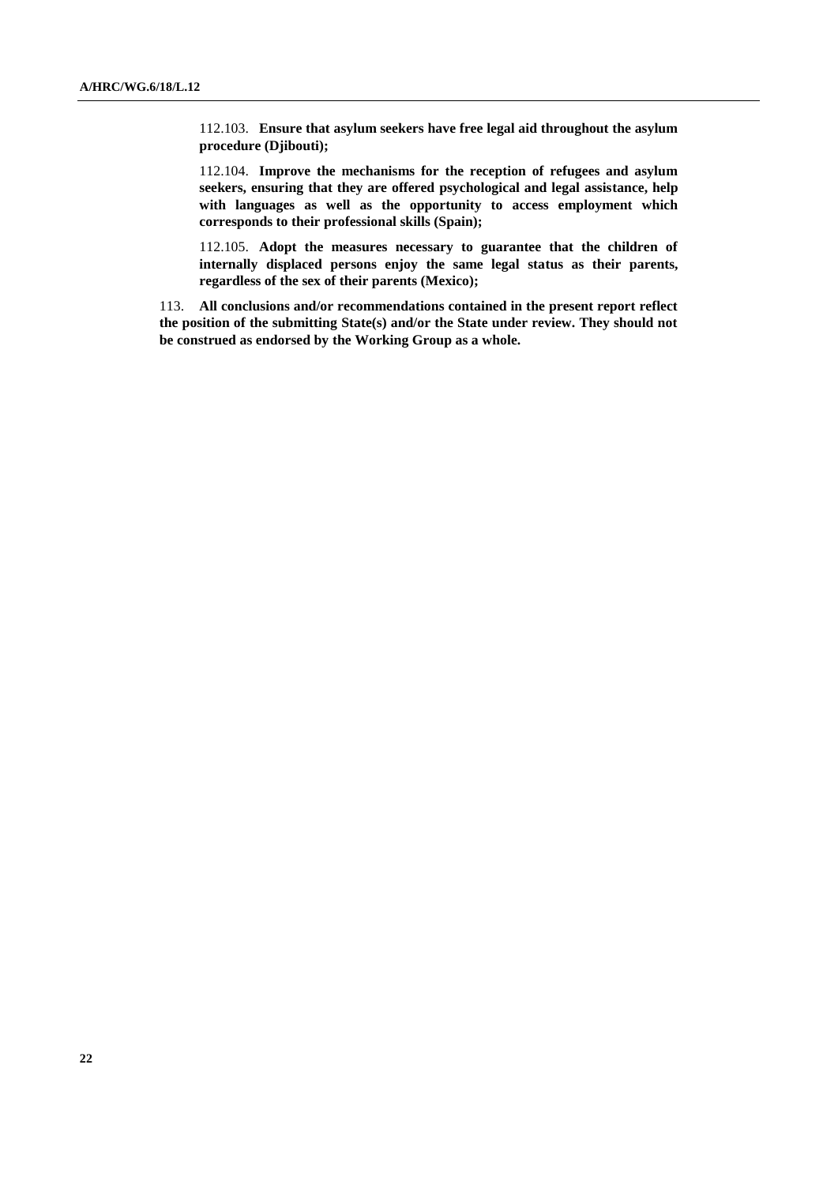112.103. **Ensure that asylum seekers have free legal aid throughout the asylum procedure (Djibouti);**

112.104. **Improve the mechanisms for the reception of refugees and asylum seekers, ensuring that they are offered psychological and legal assistance, help with languages as well as the opportunity to access employment which corresponds to their professional skills (Spain);**

112.105. **Adopt the measures necessary to guarantee that the children of internally displaced persons enjoy the same legal status as their parents, regardless of the sex of their parents (Mexico);**

113. **All conclusions and/or recommendations contained in the present report reflect the position of the submitting State(s) and/or the State under review. They should not be construed as endorsed by the Working Group as a whole.**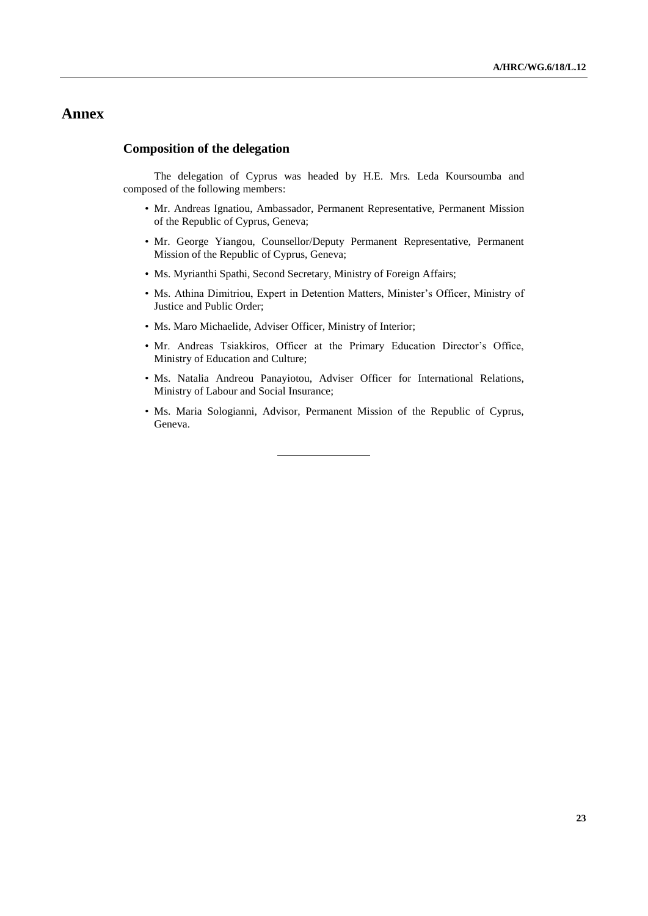# Annex

## Composition of the delegation

The delegation of Cyprus was headed by H.E. Mrs. Leda Koursoumba and composed of the following members:

- Mr. Andreas Ignatiou, Ambassador, Permanent Representative, Permanent Mission of the Republic of Cyprus, Geneva;
- Mr. George Yiangou, Counsellor/Deputy Permanent Representative, Permanent Mission of the Republic of Cyprus, Geneva;
- Ms. Myrianthi Spathi, Second Secretary, Ministry of Foreign Affairs;
- Ms. Athina Dimitriou, Expert in Detention Matters, Minister's Officer, Ministry of Justice and Public Order;
- Ms. Maro Michaelide, Adviser Officer, Ministry of Interior;
- Mr. Andreas Tsiakkiros, Officer at the Primary Education Director's Office, Ministry of Education and Culture;
- Ms. Natalia Andreou Panayiotou, Adviser Officer for International Relations, Ministry of Labour and Social Insurance;
- Ms. Maria Sologianni, Advisor, Permanent Mission of the Republic of Cyprus, Geneva.